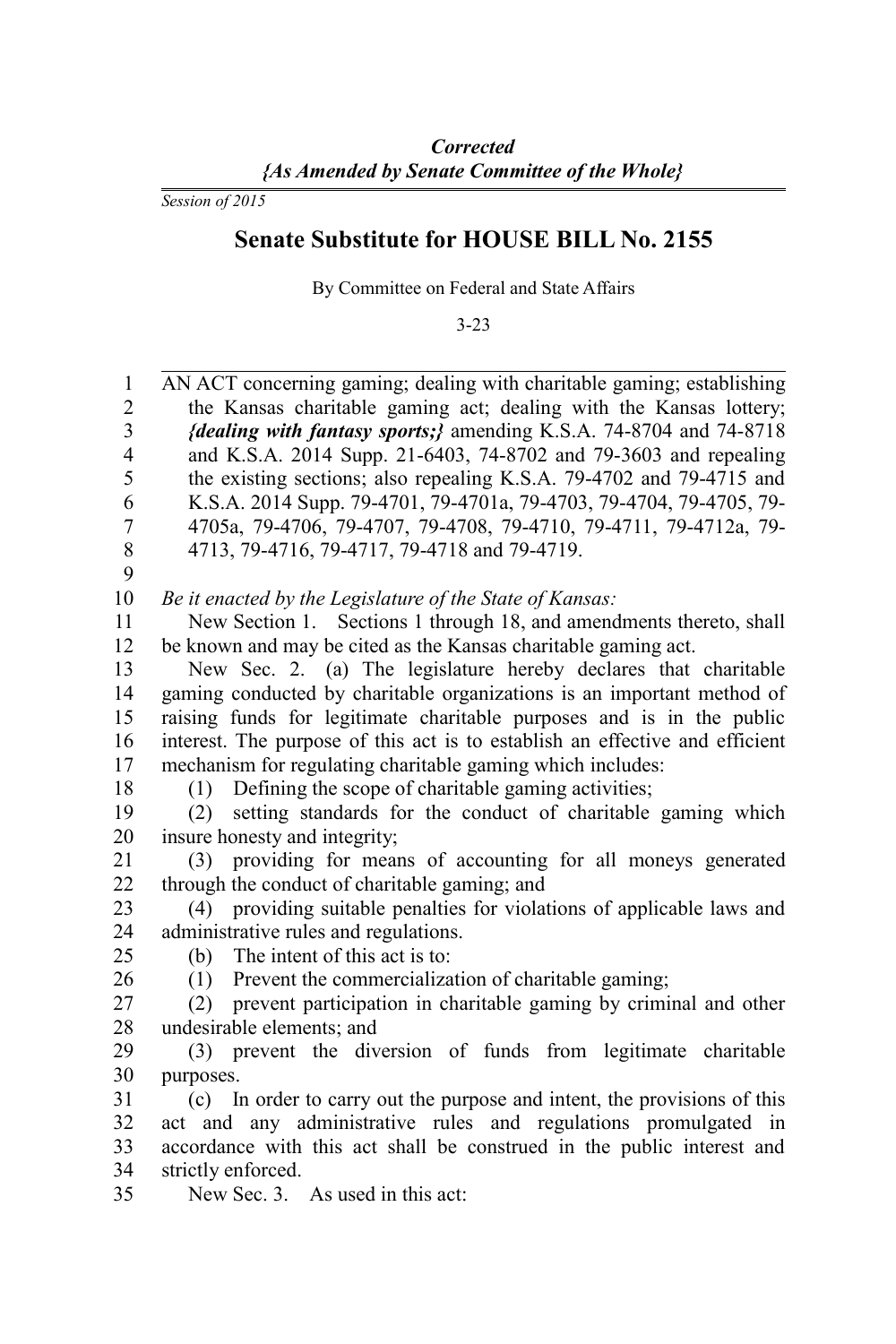***Corrected***
***{As Amended by Senate Committee of the Whole}***

*Session of 2015*

# Senate Substitute for HOUSE BILL No. 2155

By Committee on Federal and State Affairs

3-23

AN ACT concerning gaming; dealing with charitable gaming; establishing the Kansas charitable gaming act; dealing with the Kansas lottery; ***{dealing with fantasy sports;}*** amending K.S.A. 74-8704 and 74-8718 and K.S.A. 2014 Supp. 21-6403, 74-8702 and 79-3603 and repealing the existing sections; also repealing K.S.A. 79-4702 and 79-4715 and K.S.A. 2014 Supp. 79-4701, 79-4701a, 79-4703, 79-4704, 79-4705, 79-4705a, 79-4706, 79-4707, 79-4708, 79-4710, 79-4711, 79-4712a, 79-4713, 79-4716, 79-4717, 79-4718 and 79-4719.

*Be it enacted by the Legislature of the State of Kansas:*

New Section 1. Sections 1 through 18, and amendments thereto, shall be known and may be cited as the Kansas charitable gaming act.

New Sec. 2. (a) The legislature hereby declares that charitable gaming conducted by charitable organizations is an important method of raising funds for legitimate charitable purposes and is in the public interest. The purpose of this act is to establish an effective and efficient mechanism for regulating charitable gaming which includes:

(1) Defining the scope of charitable gaming activities;

(2) setting standards for the conduct of charitable gaming which insure honesty and integrity;

(3) providing for means of accounting for all moneys generated through the conduct of charitable gaming; and

(4) providing suitable penalties for violations of applicable laws and administrative rules and regulations.

(b) The intent of this act is to:

(1) Prevent the commercialization of charitable gaming;

(2) prevent participation in charitable gaming by criminal and other undesirable elements; and

(3) prevent the diversion of funds from legitimate charitable purposes.

(c) In order to carry out the purpose and intent, the provisions of this act and any administrative rules and regulations promulgated in accordance with this act shall be construed in the public interest and strictly enforced.

New Sec. 3. As used in this act: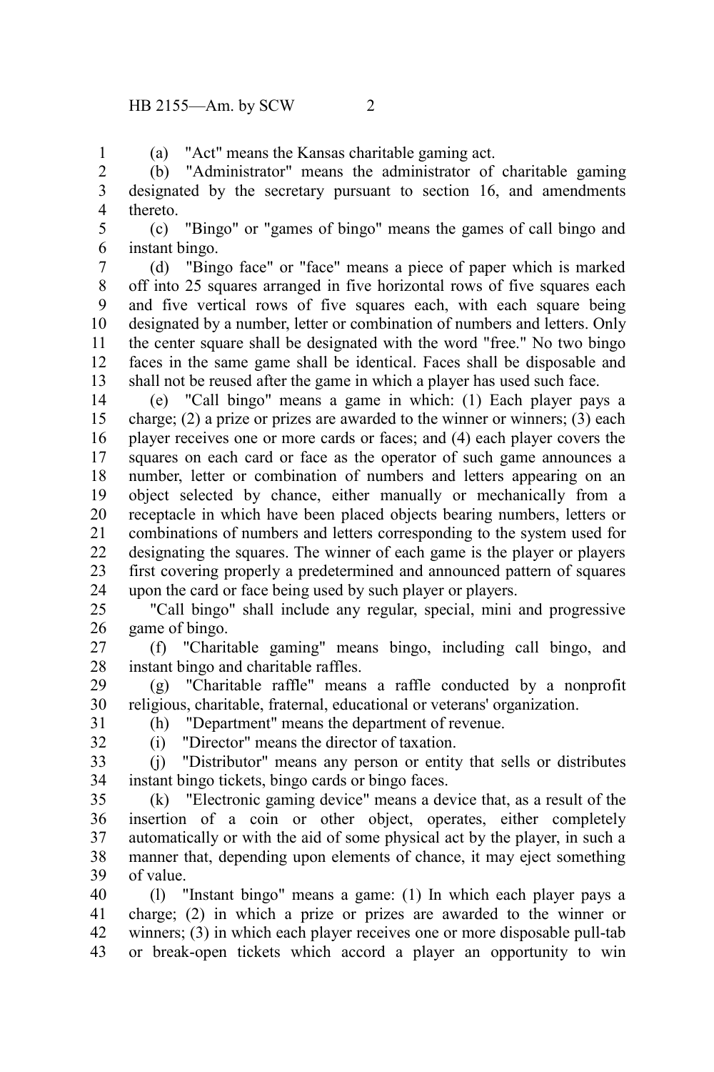(a) "Act" means the Kansas charitable gaming act.

(b) "Administrator" means the administrator of charitable gaming designated by the secretary pursuant to section 16, and amendments thereto.

(c) "Bingo" or "games of bingo" means the games of call bingo and instant bingo.

(d) "Bingo face" or "face" means a piece of paper which is marked off into 25 squares arranged in five horizontal rows of five squares each and five vertical rows of five squares each, with each square being designated by a number, letter or combination of numbers and letters. Only the center square shall be designated with the word "free." No two bingo faces in the same game shall be identical. Faces shall be disposable and shall not be reused after the game in which a player has used such face.

(e) "Call bingo" means a game in which: (1) Each player pays a charge; (2) a prize or prizes are awarded to the winner or winners; (3) each player receives one or more cards or faces; and (4) each player covers the squares on each card or face as the operator of such game announces a number, letter or combination of numbers and letters appearing on an object selected by chance, either manually or mechanically from a receptacle in which have been placed objects bearing numbers, letters or combinations of numbers and letters corresponding to the system used for designating the squares. The winner of each game is the player or players first covering properly a predetermined and announced pattern of squares upon the card or face being used by such player or players.

"Call bingo" shall include any regular, special, mini and progressive game of bingo.

(f) "Charitable gaming" means bingo, including call bingo, and instant bingo and charitable raffles.

(g) "Charitable raffle" means a raffle conducted by a nonprofit religious, charitable, fraternal, educational or veterans' organization.

(h) "Department" means the department of revenue.

(i) "Director" means the director of taxation.

(j) "Distributor" means any person or entity that sells or distributes instant bingo tickets, bingo cards or bingo faces.

(k) "Electronic gaming device" means a device that, as a result of the insertion of a coin or other object, operates, either completely automatically or with the aid of some physical act by the player, in such a manner that, depending upon elements of chance, it may eject something of value.

(l) "Instant bingo" means a game: (1) In which each player pays a charge; (2) in which a prize or prizes are awarded to the winner or winners; (3) in which each player receives one or more disposable pull-tab or break-open tickets which accord a player an opportunity to win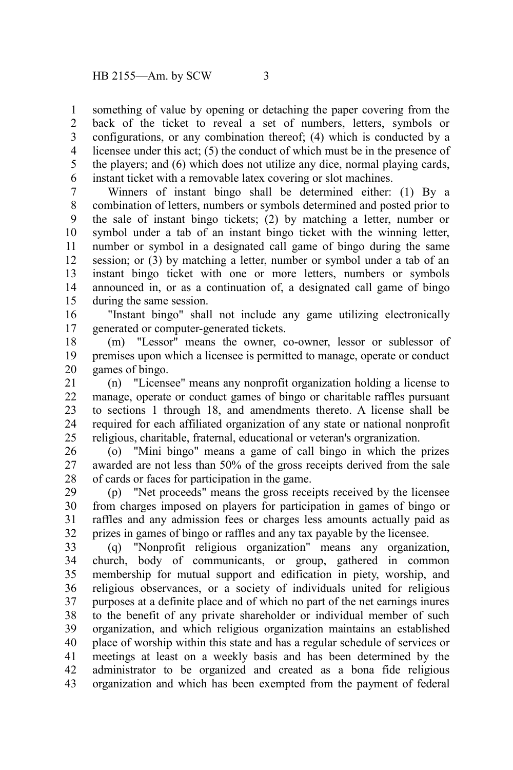something of value by opening or detaching the paper covering from the back of the ticket to reveal a set of numbers, letters, symbols or configurations, or any combination thereof; (4) which is conducted by a licensee under this act; (5) the conduct of which must be in the presence of the players; and (6) which does not utilize any dice, normal playing cards, instant ticket with a removable latex covering or slot machines.

Winners of instant bingo shall be determined either: (1) By a combination of letters, numbers or symbols determined and posted prior to the sale of instant bingo tickets; (2) by matching a letter, number or symbol under a tab of an instant bingo ticket with the winning letter, number or symbol in a designated call game of bingo during the same session; or (3) by matching a letter, number or symbol under a tab of an instant bingo ticket with one or more letters, numbers or symbols announced in, or as a continuation of, a designated call game of bingo during the same session.

"Instant bingo" shall not include any game utilizing electronically generated or computer-generated tickets.

(m) "Lessor" means the owner, co-owner, lessor or sublessor of premises upon which a licensee is permitted to manage, operate or conduct games of bingo.

(n) "Licensee" means any nonprofit organization holding a license to manage, operate or conduct games of bingo or charitable raffles pursuant to sections 1 through 18, and amendments thereto. A license shall be required for each affiliated organization of any state or national nonprofit religious, charitable, fraternal, educational or veteran's orgranization.

(o) "Mini bingo" means a game of call bingo in which the prizes awarded are not less than 50% of the gross receipts derived from the sale of cards or faces for participation in the game.

(p) "Net proceeds" means the gross receipts received by the licensee from charges imposed on players for participation in games of bingo or raffles and any admission fees or charges less amounts actually paid as prizes in games of bingo or raffles and any tax payable by the licensee.

(q) "Nonprofit religious organization" means any organization, church, body of communicants, or group, gathered in common membership for mutual support and edification in piety, worship, and religious observances, or a society of individuals united for religious purposes at a definite place and of which no part of the net earnings inures to the benefit of any private shareholder or individual member of such organization, and which religious organization maintains an established place of worship within this state and has a regular schedule of services or meetings at least on a weekly basis and has been determined by the administrator to be organized and created as a bona fide religious organization and which has been exempted from the payment of federal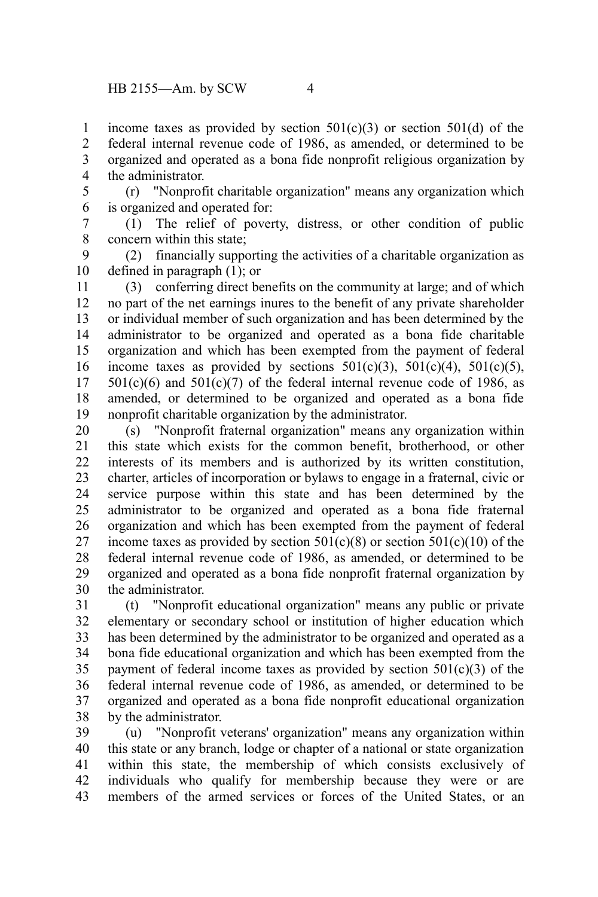income taxes as provided by section 501(c)(3) or section 501(d) of the federal internal revenue code of 1986, as amended, or determined to be organized and operated as a bona fide nonprofit religious organization by the administrator.

(r) "Nonprofit charitable organization" means any organization which is organized and operated for:

(1) The relief of poverty, distress, or other condition of public concern within this state;

(2) financially supporting the activities of a charitable organization as defined in paragraph (1); or

(3) conferring direct benefits on the community at large; and of which no part of the net earnings inures to the benefit of any private shareholder or individual member of such organization and has been determined by the administrator to be organized and operated as a bona fide charitable organization and which has been exempted from the payment of federal income taxes as provided by sections 501(c)(3), 501(c)(4), 501(c)(5), 501(c)(6) and 501(c)(7) of the federal internal revenue code of 1986, as amended, or determined to be organized and operated as a bona fide nonprofit charitable organization by the administrator.

(s) "Nonprofit fraternal organization" means any organization within this state which exists for the common benefit, brotherhood, or other interests of its members and is authorized by its written constitution, charter, articles of incorporation or bylaws to engage in a fraternal, civic or service purpose within this state and has been determined by the administrator to be organized and operated as a bona fide fraternal organization and which has been exempted from the payment of federal income taxes as provided by section 501(c)(8) or section 501(c)(10) of the federal internal revenue code of 1986, as amended, or determined to be organized and operated as a bona fide nonprofit fraternal organization by the administrator.

(t) "Nonprofit educational organization" means any public or private elementary or secondary school or institution of higher education which has been determined by the administrator to be organized and operated as a bona fide educational organization and which has been exempted from the payment of federal income taxes as provided by section 501(c)(3) of the federal internal revenue code of 1986, as amended, or determined to be organized and operated as a bona fide nonprofit educational organization by the administrator.

(u) "Nonprofit veterans' organization" means any organization within this state or any branch, lodge or chapter of a national or state organization within this state, the membership of which consists exclusively of individuals who qualify for membership because they were or are members of the armed services or forces of the United States, or an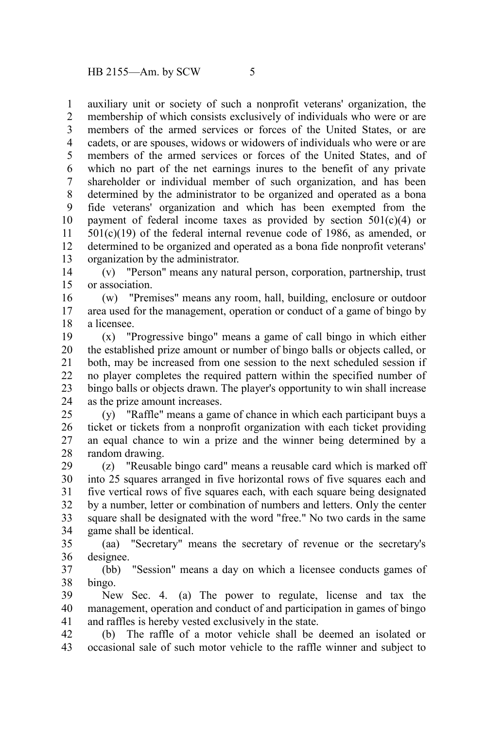auxiliary unit or society of such a nonprofit veterans' organization, the membership of which consists exclusively of individuals who were or are members of the armed services or forces of the United States, or are cadets, or are spouses, widows or widowers of individuals who were or are members of the armed services or forces of the United States, and of which no part of the net earnings inures to the benefit of any private shareholder or individual member of such organization, and has been determined by the administrator to be organized and operated as a bona fide veterans' organization and which has been exempted from the payment of federal income taxes as provided by section 501(c)(4) or 501(c)(19) of the federal internal revenue code of 1986, as amended, or determined to be organized and operated as a bona fide nonprofit veterans' organization by the administrator.

(v) "Person" means any natural person, corporation, partnership, trust or association.

(w) "Premises" means any room, hall, building, enclosure or outdoor area used for the management, operation or conduct of a game of bingo by a licensee.

(x) "Progressive bingo" means a game of call bingo in which either the established prize amount or number of bingo balls or objects called, or both, may be increased from one session to the next scheduled session if no player completes the required pattern within the specified number of bingo balls or objects drawn. The player's opportunity to win shall increase as the prize amount increases.

(y) "Raffle" means a game of chance in which each participant buys a ticket or tickets from a nonprofit organization with each ticket providing an equal chance to win a prize and the winner being determined by a random drawing.

(z) "Reusable bingo card" means a reusable card which is marked off into 25 squares arranged in five horizontal rows of five squares each and five vertical rows of five squares each, with each square being designated by a number, letter or combination of numbers and letters. Only the center square shall be designated with the word "free." No two cards in the same game shall be identical.

(aa) "Secretary" means the secretary of revenue or the secretary's designee.

(bb) "Session" means a day on which a licensee conducts games of bingo.

New Sec. 4. (a) The power to regulate, license and tax the management, operation and conduct of and participation in games of bingo and raffles is hereby vested exclusively in the state.

(b) The raffle of a motor vehicle shall be deemed an isolated or occasional sale of such motor vehicle to the raffle winner and subject to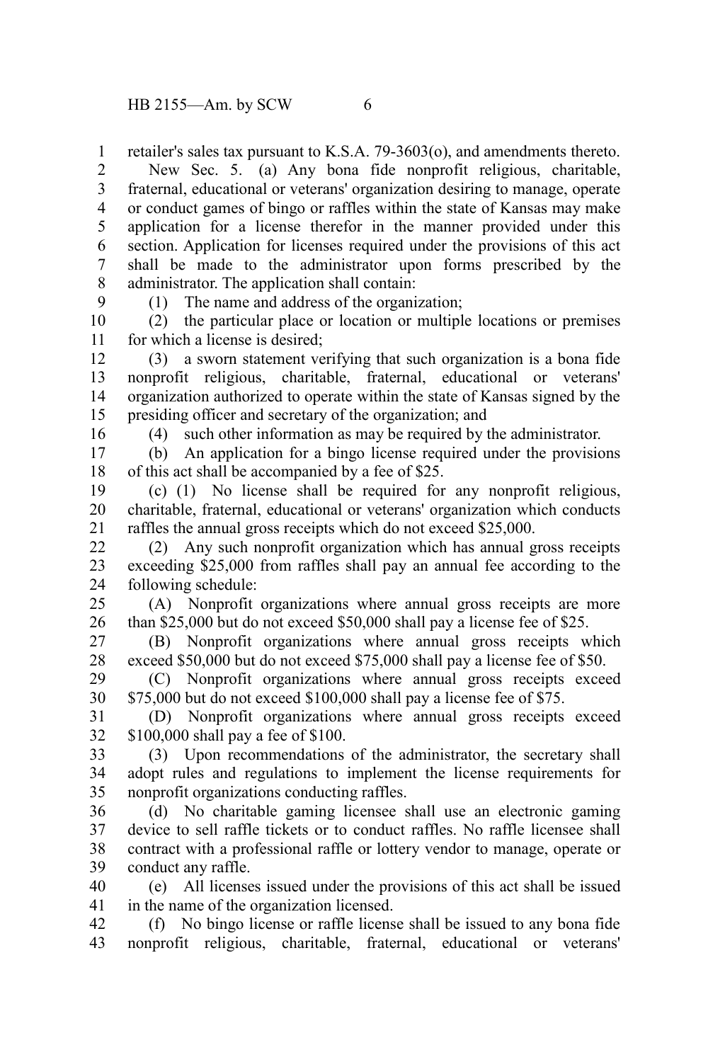retailer's sales tax pursuant to K.S.A. 79-3603(o), and amendments thereto.

New Sec. 5. (a) Any bona fide nonprofit religious, charitable, fraternal, educational or veterans' organization desiring to manage, operate or conduct games of bingo or raffles within the state of Kansas may make application for a license therefor in the manner provided under this section. Application for licenses required under the provisions of this act shall be made to the administrator upon forms prescribed by the administrator. The application shall contain:

(1) The name and address of the organization;

(2) the particular place or location or multiple locations or premises for which a license is desired;

(3) a sworn statement verifying that such organization is a bona fide nonprofit religious, charitable, fraternal, educational or veterans' organization authorized to operate within the state of Kansas signed by the presiding officer and secretary of the organization; and

(4) such other information as may be required by the administrator.

(b) An application for a bingo license required under the provisions of this act shall be accompanied by a fee of $25.

(c) (1) No license shall be required for any nonprofit religious, charitable, fraternal, educational or veterans' organization which conducts raffles the annual gross receipts which do not exceed $25,000.

(2) Any such nonprofit organization which has annual gross receipts exceeding $25,000 from raffles shall pay an annual fee according to the following schedule:

(A) Nonprofit organizations where annual gross receipts are more than $25,000 but do not exceed $50,000 shall pay a license fee of $25.

(B) Nonprofit organizations where annual gross receipts which exceed $50,000 but do not exceed $75,000 shall pay a license fee of $50.

(C) Nonprofit organizations where annual gross receipts exceed $75,000 but do not exceed $100,000 shall pay a license fee of $75.

(D) Nonprofit organizations where annual gross receipts exceed $100,000 shall pay a fee of $100.

(3) Upon recommendations of the administrator, the secretary shall adopt rules and regulations to implement the license requirements for nonprofit organizations conducting raffles.

(d) No charitable gaming licensee shall use an electronic gaming device to sell raffle tickets or to conduct raffles. No raffle licensee shall contract with a professional raffle or lottery vendor to manage, operate or conduct any raffle.

(e) All licenses issued under the provisions of this act shall be issued in the name of the organization licensed.

(f) No bingo license or raffle license shall be issued to any bona fide nonprofit religious, charitable, fraternal, educational or veterans'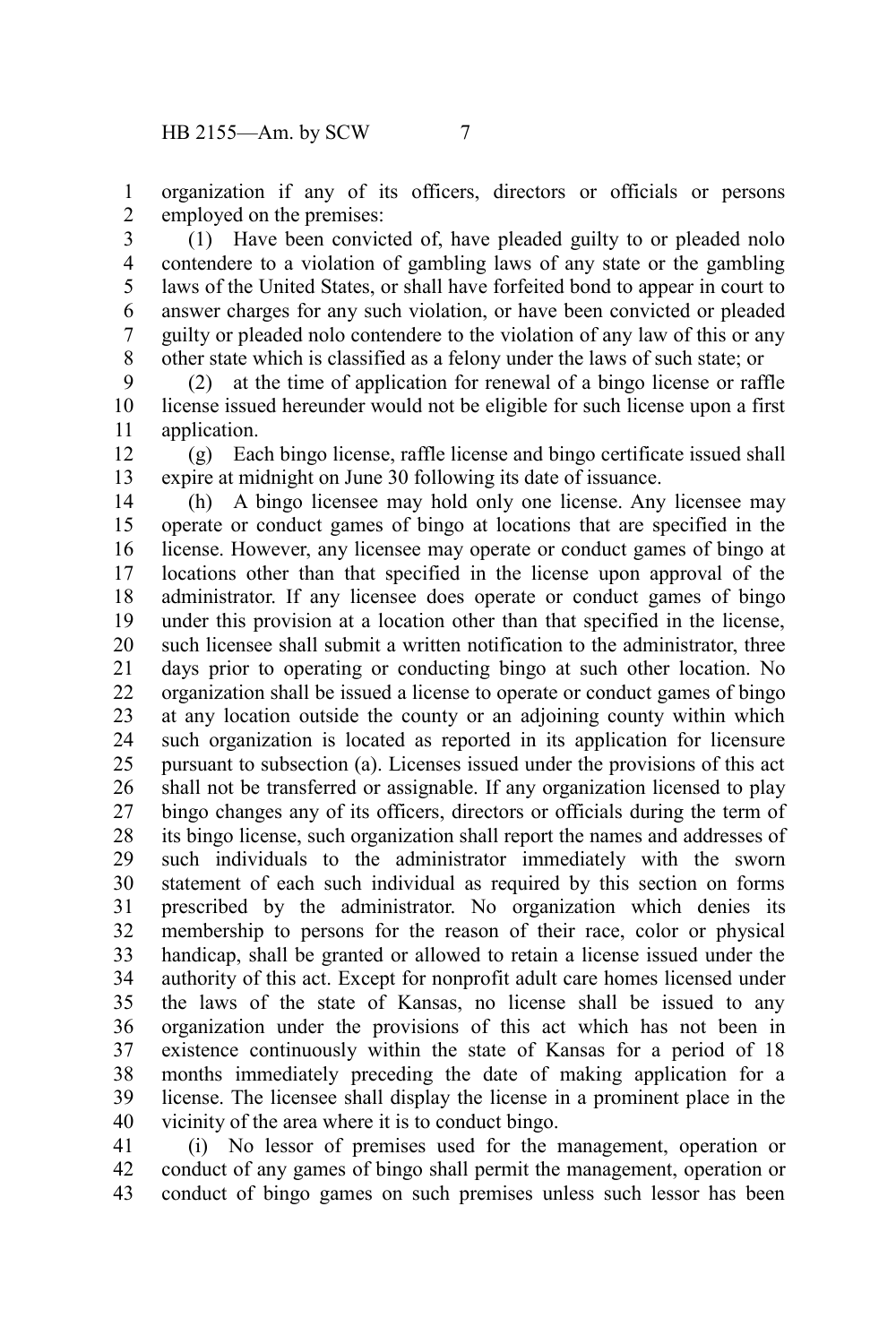organization if any of its officers, directors or officials or persons employed on the premises:

(1) Have been convicted of, have pleaded guilty to or pleaded nolo contendere to a violation of gambling laws of any state or the gambling laws of the United States, or shall have forfeited bond to appear in court to answer charges for any such violation, or have been convicted or pleaded guilty or pleaded nolo contendere to the violation of any law of this or any other state which is classified as a felony under the laws of such state; or

(2) at the time of application for renewal of a bingo license or raffle license issued hereunder would not be eligible for such license upon a first application.

(g) Each bingo license, raffle license and bingo certificate issued shall expire at midnight on June 30 following its date of issuance.

(h) A bingo licensee may hold only one license. Any licensee may operate or conduct games of bingo at locations that are specified in the license. However, any licensee may operate or conduct games of bingo at locations other than that specified in the license upon approval of the administrator. If any licensee does operate or conduct games of bingo under this provision at a location other than that specified in the license, such licensee shall submit a written notification to the administrator, three days prior to operating or conducting bingo at such other location. No organization shall be issued a license to operate or conduct games of bingo at any location outside the county or an adjoining county within which such organization is located as reported in its application for licensure pursuant to subsection (a). Licenses issued under the provisions of this act shall not be transferred or assignable. If any organization licensed to play bingo changes any of its officers, directors or officials during the term of its bingo license, such organization shall report the names and addresses of such individuals to the administrator immediately with the sworn statement of each such individual as required by this section on forms prescribed by the administrator. No organization which denies its membership to persons for the reason of their race, color or physical handicap, shall be granted or allowed to retain a license issued under the authority of this act. Except for nonprofit adult care homes licensed under the laws of the state of Kansas, no license shall be issued to any organization under the provisions of this act which has not been in existence continuously within the state of Kansas for a period of 18 months immediately preceding the date of making application for a license. The licensee shall display the license in a prominent place in the vicinity of the area where it is to conduct bingo.

(i) No lessor of premises used for the management, operation or conduct of any games of bingo shall permit the management, operation or conduct of bingo games on such premises unless such lessor has been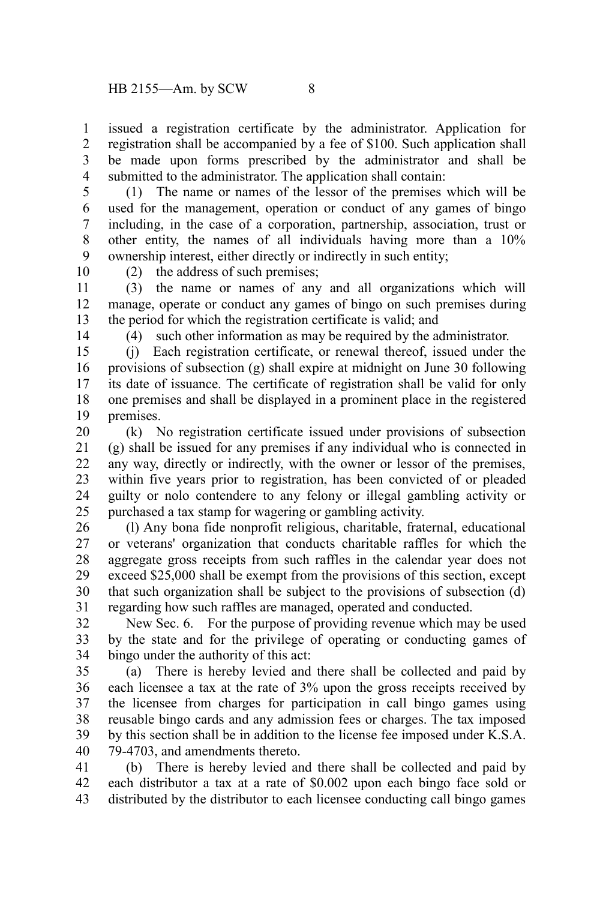issued a registration certificate by the administrator. Application for registration shall be accompanied by a fee of $100. Such application shall be made upon forms prescribed by the administrator and shall be submitted to the administrator. The application shall contain:

(1) The name or names of the lessor of the premises which will be used for the management, operation or conduct of any games of bingo including, in the case of a corporation, partnership, association, trust or other entity, the names of all individuals having more than a 10% ownership interest, either directly or indirectly in such entity;

(2) the address of such premises;

(3) the name or names of any and all organizations which will manage, operate or conduct any games of bingo on such premises during the period for which the registration certificate is valid; and

(4) such other information as may be required by the administrator.

(j) Each registration certificate, or renewal thereof, issued under the provisions of subsection (g) shall expire at midnight on June 30 following its date of issuance. The certificate of registration shall be valid for only one premises and shall be displayed in a prominent place in the registered premises.

(k) No registration certificate issued under provisions of subsection (g) shall be issued for any premises if any individual who is connected in any way, directly or indirectly, with the owner or lessor of the premises, within five years prior to registration, has been convicted of or pleaded guilty or nolo contendere to any felony or illegal gambling activity or purchased a tax stamp for wagering or gambling activity.

(l) Any bona fide nonprofit religious, charitable, fraternal, educational or veterans' organization that conducts charitable raffles for which the aggregate gross receipts from such raffles in the calendar year does not exceed $25,000 shall be exempt from the provisions of this section, except that such organization shall be subject to the provisions of subsection (d) regarding how such raffles are managed, operated and conducted.

New Sec. 6. For the purpose of providing revenue which may be used by the state and for the privilege of operating or conducting games of bingo under the authority of this act:

(a) There is hereby levied and there shall be collected and paid by each licensee a tax at the rate of 3% upon the gross receipts received by the licensee from charges for participation in call bingo games using reusable bingo cards and any admission fees or charges. The tax imposed by this section shall be in addition to the license fee imposed under K.S.A. 79-4703, and amendments thereto.

(b) There is hereby levied and there shall be collected and paid by each distributor a tax at a rate of $0.002 upon each bingo face sold or distributed by the distributor to each licensee conducting call bingo games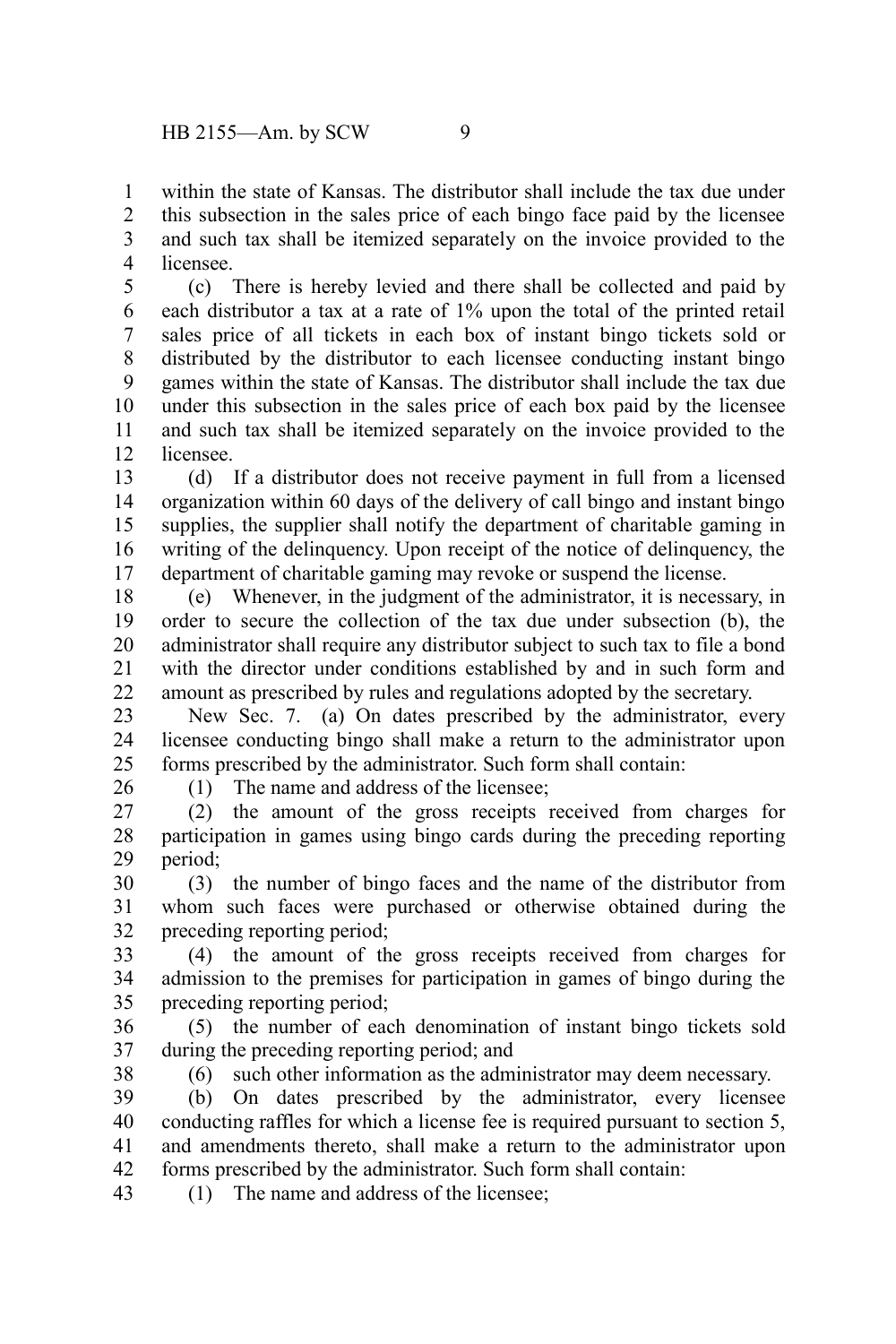within the state of Kansas. The distributor shall include the tax due under this subsection in the sales price of each bingo face paid by the licensee and such tax shall be itemized separately on the invoice provided to the licensee.

(c) There is hereby levied and there shall be collected and paid by each distributor a tax at a rate of 1% upon the total of the printed retail sales price of all tickets in each box of instant bingo tickets sold or distributed by the distributor to each licensee conducting instant bingo games within the state of Kansas. The distributor shall include the tax due under this subsection in the sales price of each box paid by the licensee and such tax shall be itemized separately on the invoice provided to the licensee.

(d) If a distributor does not receive payment in full from a licensed organization within 60 days of the delivery of call bingo and instant bingo supplies, the supplier shall notify the department of charitable gaming in writing of the delinquency. Upon receipt of the notice of delinquency, the department of charitable gaming may revoke or suspend the license.

(e) Whenever, in the judgment of the administrator, it is necessary, in order to secure the collection of the tax due under subsection (b), the administrator shall require any distributor subject to such tax to file a bond with the director under conditions established by and in such form and amount as prescribed by rules and regulations adopted by the secretary.

New Sec. 7. (a) On dates prescribed by the administrator, every licensee conducting bingo shall make a return to the administrator upon forms prescribed by the administrator. Such form shall contain:

(1) The name and address of the licensee;

(2) the amount of the gross receipts received from charges for participation in games using bingo cards during the preceding reporting period;

(3) the number of bingo faces and the name of the distributor from whom such faces were purchased or otherwise obtained during the preceding reporting period;

(4) the amount of the gross receipts received from charges for admission to the premises for participation in games of bingo during the preceding reporting period;

(5) the number of each denomination of instant bingo tickets sold during the preceding reporting period; and

(6) such other information as the administrator may deem necessary.

(b) On dates prescribed by the administrator, every licensee conducting raffles for which a license fee is required pursuant to section 5, and amendments thereto, shall make a return to the administrator upon forms prescribed by the administrator. Such form shall contain:

(1) The name and address of the licensee;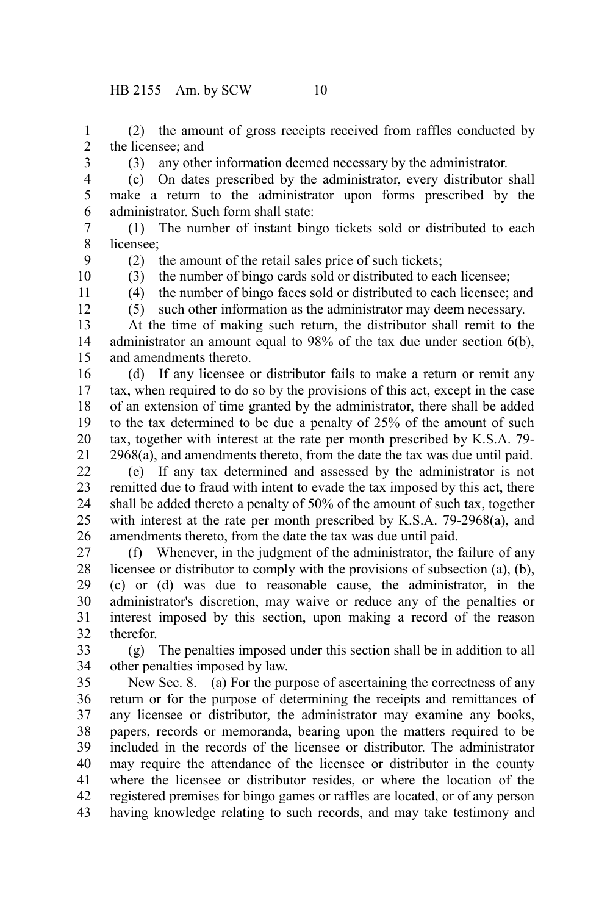(2) the amount of gross receipts received from raffles conducted by the licensee; and

(3) any other information deemed necessary by the administrator.

(c) On dates prescribed by the administrator, every distributor shall make a return to the administrator upon forms prescribed by the administrator. Such form shall state:

(1) The number of instant bingo tickets sold or distributed to each licensee;

(2) the amount of the retail sales price of such tickets;

(3) the number of bingo cards sold or distributed to each licensee;

(4) the number of bingo faces sold or distributed to each licensee; and

(5) such other information as the administrator may deem necessary.

At the time of making such return, the distributor shall remit to the administrator an amount equal to 98% of the tax due under section 6(b), and amendments thereto.

(d) If any licensee or distributor fails to make a return or remit any tax, when required to do so by the provisions of this act, except in the case of an extension of time granted by the administrator, there shall be added to the tax determined to be due a penalty of 25% of the amount of such tax, together with interest at the rate per month prescribed by K.S.A. 79-2968(a), and amendments thereto, from the date the tax was due until paid.

(e) If any tax determined and assessed by the administrator is not remitted due to fraud with intent to evade the tax imposed by this act, there shall be added thereto a penalty of 50% of the amount of such tax, together with interest at the rate per month prescribed by K.S.A. 79-2968(a), and amendments thereto, from the date the tax was due until paid.

(f) Whenever, in the judgment of the administrator, the failure of any licensee or distributor to comply with the provisions of subsection (a), (b), (c) or (d) was due to reasonable cause, the administrator, in the administrator's discretion, may waive or reduce any of the penalties or interest imposed by this section, upon making a record of the reason therefor.

(g) The penalties imposed under this section shall be in addition to all other penalties imposed by law.

New Sec. 8. (a) For the purpose of ascertaining the correctness of any return or for the purpose of determining the receipts and remittances of any licensee or distributor, the administrator may examine any books, papers, records or memoranda, bearing upon the matters required to be included in the records of the licensee or distributor. The administrator may require the attendance of the licensee or distributor in the county where the licensee or distributor resides, or where the location of the registered premises for bingo games or raffles are located, or of any person having knowledge relating to such records, and may take testimony and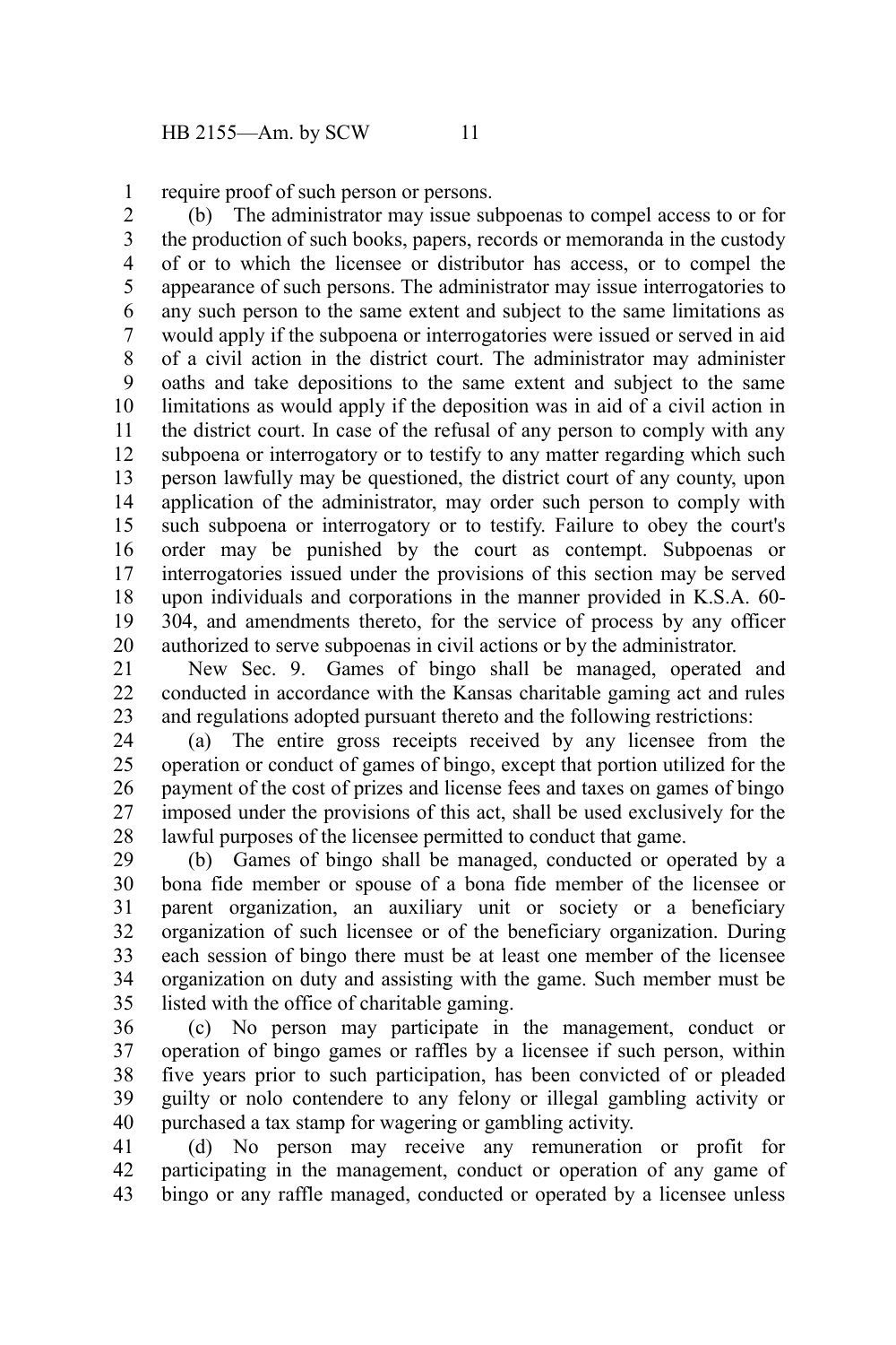require proof of such person or persons.

(b) The administrator may issue subpoenas to compel access to or for the production of such books, papers, records or memoranda in the custody of or to which the licensee or distributor has access, or to compel the appearance of such persons. The administrator may issue interrogatories to any such person to the same extent and subject to the same limitations as would apply if the subpoena or interrogatories were issued or served in aid of a civil action in the district court. The administrator may administer oaths and take depositions to the same extent and subject to the same limitations as would apply if the deposition was in aid of a civil action in the district court. In case of the refusal of any person to comply with any subpoena or interrogatory or to testify to any matter regarding which such person lawfully may be questioned, the district court of any county, upon application of the administrator, may order such person to comply with such subpoena or interrogatory or to testify. Failure to obey the court's order may be punished by the court as contempt. Subpoenas or interrogatories issued under the provisions of this section may be served upon individuals and corporations in the manner provided in K.S.A. 60-304, and amendments thereto, for the service of process by any officer authorized to serve subpoenas in civil actions or by the administrator.

New Sec. 9. Games of bingo shall be managed, operated and conducted in accordance with the Kansas charitable gaming act and rules and regulations adopted pursuant thereto and the following restrictions:

(a) The entire gross receipts received by any licensee from the operation or conduct of games of bingo, except that portion utilized for the payment of the cost of prizes and license fees and taxes on games of bingo imposed under the provisions of this act, shall be used exclusively for the lawful purposes of the licensee permitted to conduct that game.

(b) Games of bingo shall be managed, conducted or operated by a bona fide member or spouse of a bona fide member of the licensee or parent organization, an auxiliary unit or society or a beneficiary organization of such licensee or of the beneficiary organization. During each session of bingo there must be at least one member of the licensee organization on duty and assisting with the game. Such member must be listed with the office of charitable gaming.

(c) No person may participate in the management, conduct or operation of bingo games or raffles by a licensee if such person, within five years prior to such participation, has been convicted of or pleaded guilty or nolo contendere to any felony or illegal gambling activity or purchased a tax stamp for wagering or gambling activity.

(d) No person may receive any remuneration or profit for participating in the management, conduct or operation of any game of bingo or any raffle managed, conducted or operated by a licensee unless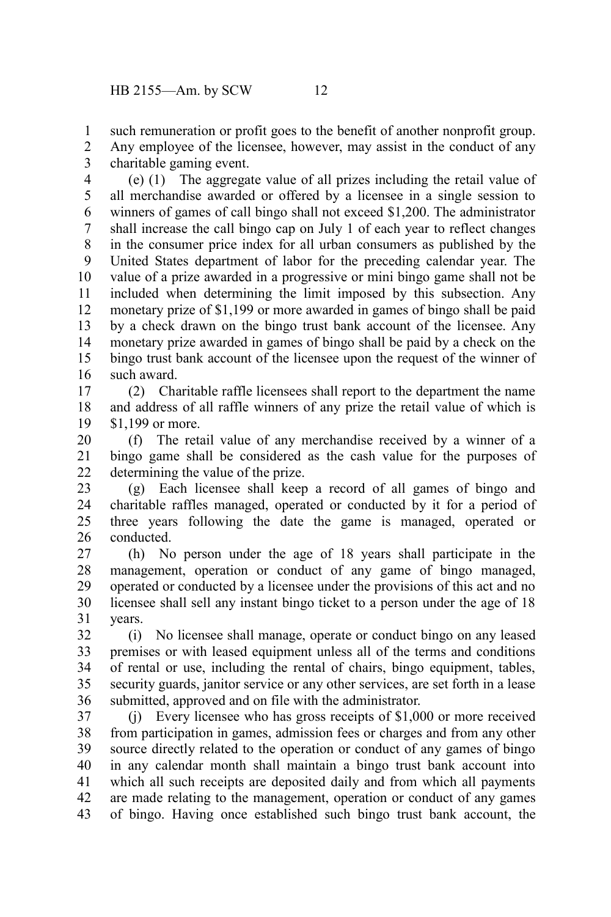such remuneration or profit goes to the benefit of another nonprofit group. Any employee of the licensee, however, may assist in the conduct of any charitable gaming event.

(e) (1) The aggregate value of all prizes including the retail value of all merchandise awarded or offered by a licensee in a single session to winners of games of call bingo shall not exceed $1,200. The administrator shall increase the call bingo cap on July 1 of each year to reflect changes in the consumer price index for all urban consumers as published by the United States department of labor for the preceding calendar year. The value of a prize awarded in a progressive or mini bingo game shall not be included when determining the limit imposed by this subsection. Any monetary prize of $1,199 or more awarded in games of bingo shall be paid by a check drawn on the bingo trust bank account of the licensee. Any monetary prize awarded in games of bingo shall be paid by a check on the bingo trust bank account of the licensee upon the request of the winner of such award.

(2) Charitable raffle licensees shall report to the department the name and address of all raffle winners of any prize the retail value of which is $1,199 or more.

(f) The retail value of any merchandise received by a winner of a bingo game shall be considered as the cash value for the purposes of determining the value of the prize.

(g) Each licensee shall keep a record of all games of bingo and charitable raffles managed, operated or conducted by it for a period of three years following the date the game is managed, operated or conducted.

(h) No person under the age of 18 years shall participate in the management, operation or conduct of any game of bingo managed, operated or conducted by a licensee under the provisions of this act and no licensee shall sell any instant bingo ticket to a person under the age of 18 years.

(i) No licensee shall manage, operate or conduct bingo on any leased premises or with leased equipment unless all of the terms and conditions of rental or use, including the rental of chairs, bingo equipment, tables, security guards, janitor service or any other services, are set forth in a lease submitted, approved and on file with the administrator.

(j) Every licensee who has gross receipts of $1,000 or more received from participation in games, admission fees or charges and from any other source directly related to the operation or conduct of any games of bingo in any calendar month shall maintain a bingo trust bank account into which all such receipts are deposited daily and from which all payments are made relating to the management, operation or conduct of any games of bingo. Having once established such bingo trust bank account, the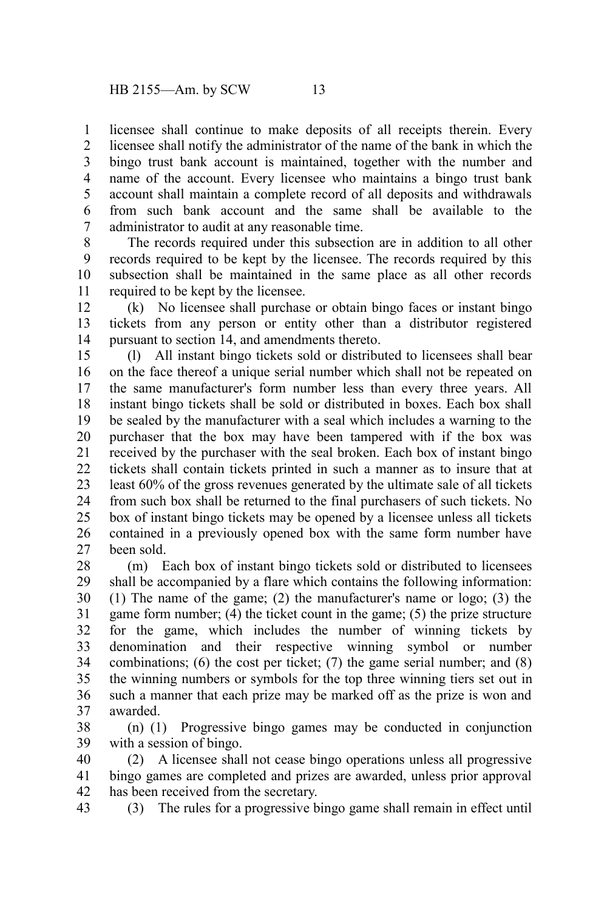licensee shall continue to make deposits of all receipts therein. Every licensee shall notify the administrator of the name of the bank in which the bingo trust bank account is maintained, together with the number and name of the account. Every licensee who maintains a bingo trust bank account shall maintain a complete record of all deposits and withdrawals from such bank account and the same shall be available to the administrator to audit at any reasonable time.

The records required under this subsection are in addition to all other records required to be kept by the licensee. The records required by this subsection shall be maintained in the same place as all other records required to be kept by the licensee.

(k) No licensee shall purchase or obtain bingo faces or instant bingo tickets from any person or entity other than a distributor registered pursuant to section 14, and amendments thereto.

(l) All instant bingo tickets sold or distributed to licensees shall bear on the face thereof a unique serial number which shall not be repeated on the same manufacturer's form number less than every three years. All instant bingo tickets shall be sold or distributed in boxes. Each box shall be sealed by the manufacturer with a seal which includes a warning to the purchaser that the box may have been tampered with if the box was received by the purchaser with the seal broken. Each box of instant bingo tickets shall contain tickets printed in such a manner as to insure that at least 60% of the gross revenues generated by the ultimate sale of all tickets from such box shall be returned to the final purchasers of such tickets. No box of instant bingo tickets may be opened by a licensee unless all tickets contained in a previously opened box with the same form number have been sold.

(m) Each box of instant bingo tickets sold or distributed to licensees shall be accompanied by a flare which contains the following information: (1) The name of the game; (2) the manufacturer's name or logo; (3) the game form number; (4) the ticket count in the game; (5) the prize structure for the game, which includes the number of winning tickets by denomination and their respective winning symbol or number combinations; (6) the cost per ticket; (7) the game serial number; and (8) the winning numbers or symbols for the top three winning tiers set out in such a manner that each prize may be marked off as the prize is won and awarded.

(n) (1) Progressive bingo games may be conducted in conjunction with a session of bingo.

(2) A licensee shall not cease bingo operations unless all progressive bingo games are completed and prizes are awarded, unless prior approval has been received from the secretary.

(3) The rules for a progressive bingo game shall remain in effect until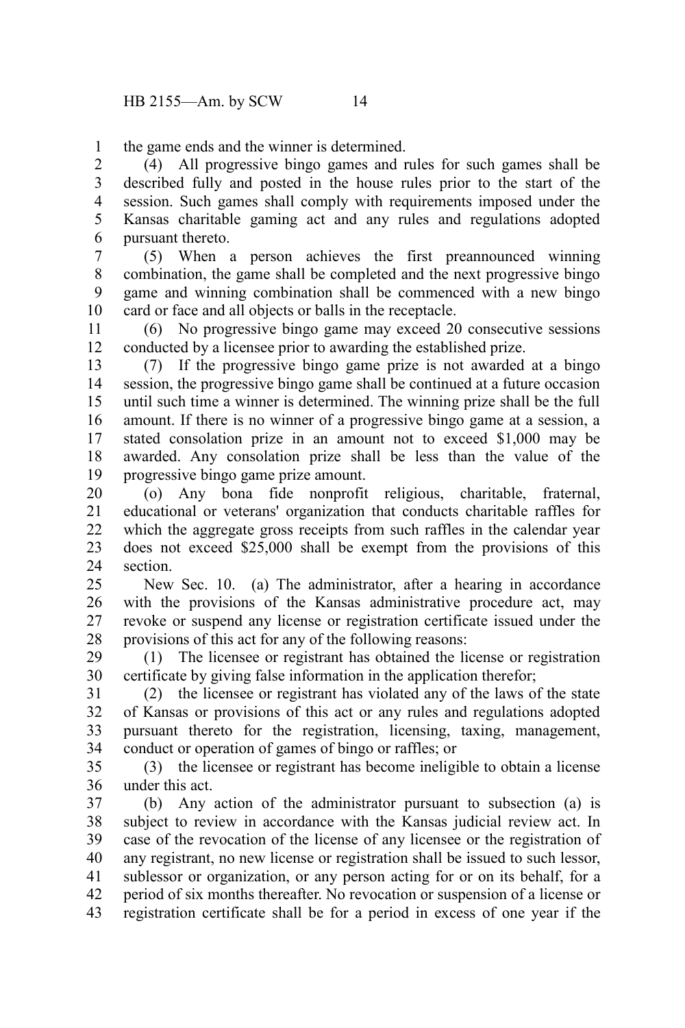the game ends and the winner is determined.

(4) All progressive bingo games and rules for such games shall be described fully and posted in the house rules prior to the start of the session. Such games shall comply with requirements imposed under the Kansas charitable gaming act and any rules and regulations adopted pursuant thereto.

(5) When a person achieves the first preannounced winning combination, the game shall be completed and the next progressive bingo game and winning combination shall be commenced with a new bingo card or face and all objects or balls in the receptacle.

(6) No progressive bingo game may exceed 20 consecutive sessions conducted by a licensee prior to awarding the established prize.

(7) If the progressive bingo game prize is not awarded at a bingo session, the progressive bingo game shall be continued at a future occasion until such time a winner is determined. The winning prize shall be the full amount. If there is no winner of a progressive bingo game at a session, a stated consolation prize in an amount not to exceed $1,000 may be awarded. Any consolation prize shall be less than the value of the progressive bingo game prize amount.

(o) Any bona fide nonprofit religious, charitable, fraternal, educational or veterans' organization that conducts charitable raffles for which the aggregate gross receipts from such raffles in the calendar year does not exceed $25,000 shall be exempt from the provisions of this section.

New Sec. 10. (a) The administrator, after a hearing in accordance with the provisions of the Kansas administrative procedure act, may revoke or suspend any license or registration certificate issued under the provisions of this act for any of the following reasons:

(1) The licensee or registrant has obtained the license or registration certificate by giving false information in the application therefor;

(2) the licensee or registrant has violated any of the laws of the state of Kansas or provisions of this act or any rules and regulations adopted pursuant thereto for the registration, licensing, taxing, management, conduct or operation of games of bingo or raffles; or

(3) the licensee or registrant has become ineligible to obtain a license under this act.

(b) Any action of the administrator pursuant to subsection (a) is subject to review in accordance with the Kansas judicial review act. In case of the revocation of the license of any licensee or the registration of any registrant, no new license or registration shall be issued to such lessor, sublessor or organization, or any person acting for or on its behalf, for a period of six months thereafter. No revocation or suspension of a license or registration certificate shall be for a period in excess of one year if the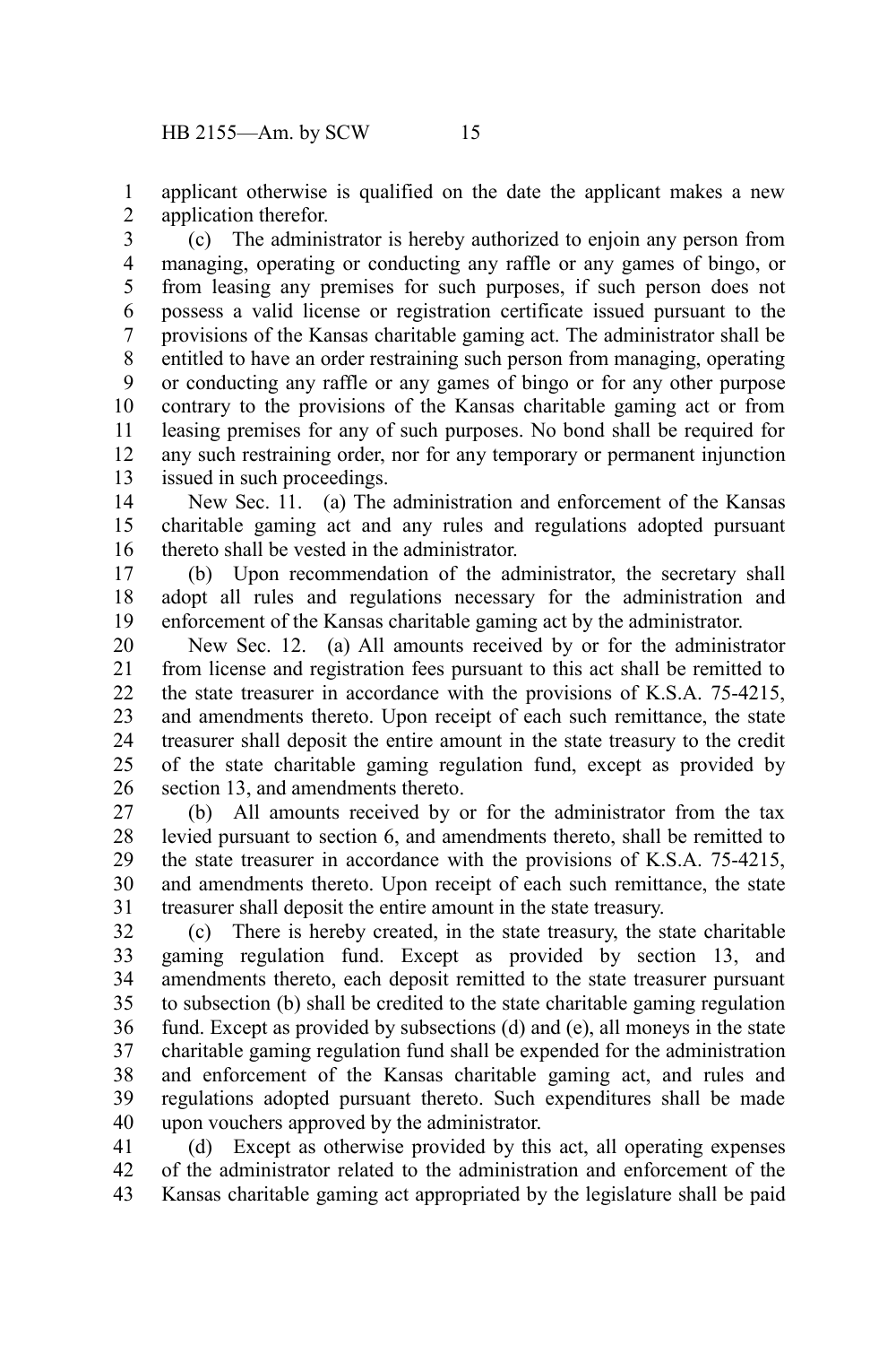applicant otherwise is qualified on the date the applicant makes a new application therefor.

(c) The administrator is hereby authorized to enjoin any person from managing, operating or conducting any raffle or any games of bingo, or from leasing any premises for such purposes, if such person does not possess a valid license or registration certificate issued pursuant to the provisions of the Kansas charitable gaming act. The administrator shall be entitled to have an order restraining such person from managing, operating or conducting any raffle or any games of bingo or for any other purpose contrary to the provisions of the Kansas charitable gaming act or from leasing premises for any of such purposes. No bond shall be required for any such restraining order, nor for any temporary or permanent injunction issued in such proceedings.

New Sec. 11. (a) The administration and enforcement of the Kansas charitable gaming act and any rules and regulations adopted pursuant thereto shall be vested in the administrator.

(b) Upon recommendation of the administrator, the secretary shall adopt all rules and regulations necessary for the administration and enforcement of the Kansas charitable gaming act by the administrator.

New Sec. 12. (a) All amounts received by or for the administrator from license and registration fees pursuant to this act shall be remitted to the state treasurer in accordance with the provisions of K.S.A. 75-4215, and amendments thereto. Upon receipt of each such remittance, the state treasurer shall deposit the entire amount in the state treasury to the credit of the state charitable gaming regulation fund, except as provided by section 13, and amendments thereto.

(b) All amounts received by or for the administrator from the tax levied pursuant to section 6, and amendments thereto, shall be remitted to the state treasurer in accordance with the provisions of K.S.A. 75-4215, and amendments thereto. Upon receipt of each such remittance, the state treasurer shall deposit the entire amount in the state treasury.

(c) There is hereby created, in the state treasury, the state charitable gaming regulation fund. Except as provided by section 13, and amendments thereto, each deposit remitted to the state treasurer pursuant to subsection (b) shall be credited to the state charitable gaming regulation fund. Except as provided by subsections (d) and (e), all moneys in the state charitable gaming regulation fund shall be expended for the administration and enforcement of the Kansas charitable gaming act, and rules and regulations adopted pursuant thereto. Such expenditures shall be made upon vouchers approved by the administrator.

(d) Except as otherwise provided by this act, all operating expenses of the administrator related to the administration and enforcement of the Kansas charitable gaming act appropriated by the legislature shall be paid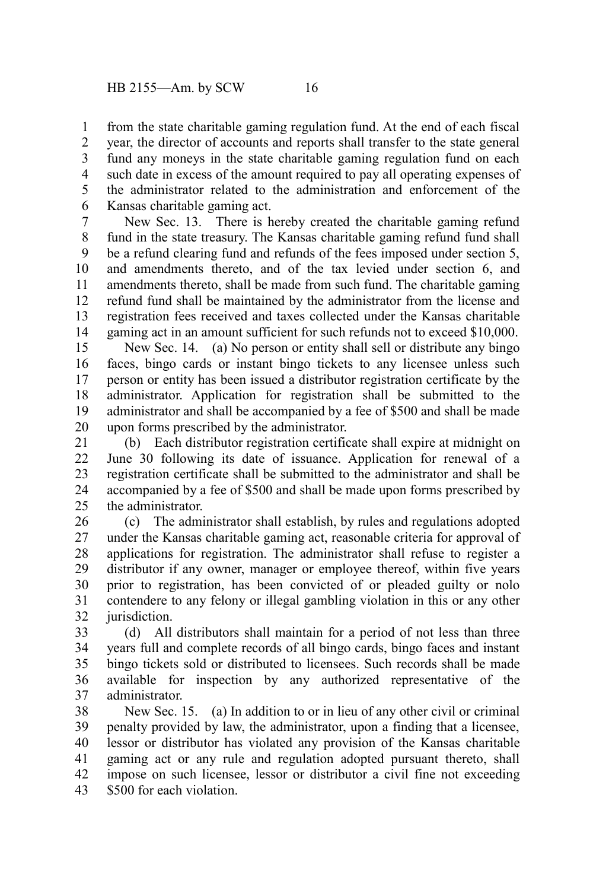from the state charitable gaming regulation fund. At the end of each fiscal year, the director of accounts and reports shall transfer to the state general fund any moneys in the state charitable gaming regulation fund on each such date in excess of the amount required to pay all operating expenses of the administrator related to the administration and enforcement of the Kansas charitable gaming act.

New Sec. 13. There is hereby created the charitable gaming refund fund in the state treasury. The Kansas charitable gaming refund fund shall be a refund clearing fund and refunds of the fees imposed under section 5, and amendments thereto, and of the tax levied under section 6, and amendments thereto, shall be made from such fund. The charitable gaming refund fund shall be maintained by the administrator from the license and registration fees received and taxes collected under the Kansas charitable gaming act in an amount sufficient for such refunds not to exceed $10,000.

New Sec. 14. (a) No person or entity shall sell or distribute any bingo faces, bingo cards or instant bingo tickets to any licensee unless such person or entity has been issued a distributor registration certificate by the administrator. Application for registration shall be submitted to the administrator and shall be accompanied by a fee of $500 and shall be made upon forms prescribed by the administrator.

(b) Each distributor registration certificate shall expire at midnight on June 30 following its date of issuance. Application for renewal of a registration certificate shall be submitted to the administrator and shall be accompanied by a fee of $500 and shall be made upon forms prescribed by the administrator.

(c) The administrator shall establish, by rules and regulations adopted under the Kansas charitable gaming act, reasonable criteria for approval of applications for registration. The administrator shall refuse to register a distributor if any owner, manager or employee thereof, within five years prior to registration, has been convicted of or pleaded guilty or nolo contendere to any felony or illegal gambling violation in this or any other jurisdiction.

(d) All distributors shall maintain for a period of not less than three years full and complete records of all bingo cards, bingo faces and instant bingo tickets sold or distributed to licensees. Such records shall be made available for inspection by any authorized representative of the administrator.

New Sec. 15. (a) In addition to or in lieu of any other civil or criminal penalty provided by law, the administrator, upon a finding that a licensee, lessor or distributor has violated any provision of the Kansas charitable gaming act or any rule and regulation adopted pursuant thereto, shall impose on such licensee, lessor or distributor a civil fine not exceeding $500 for each violation.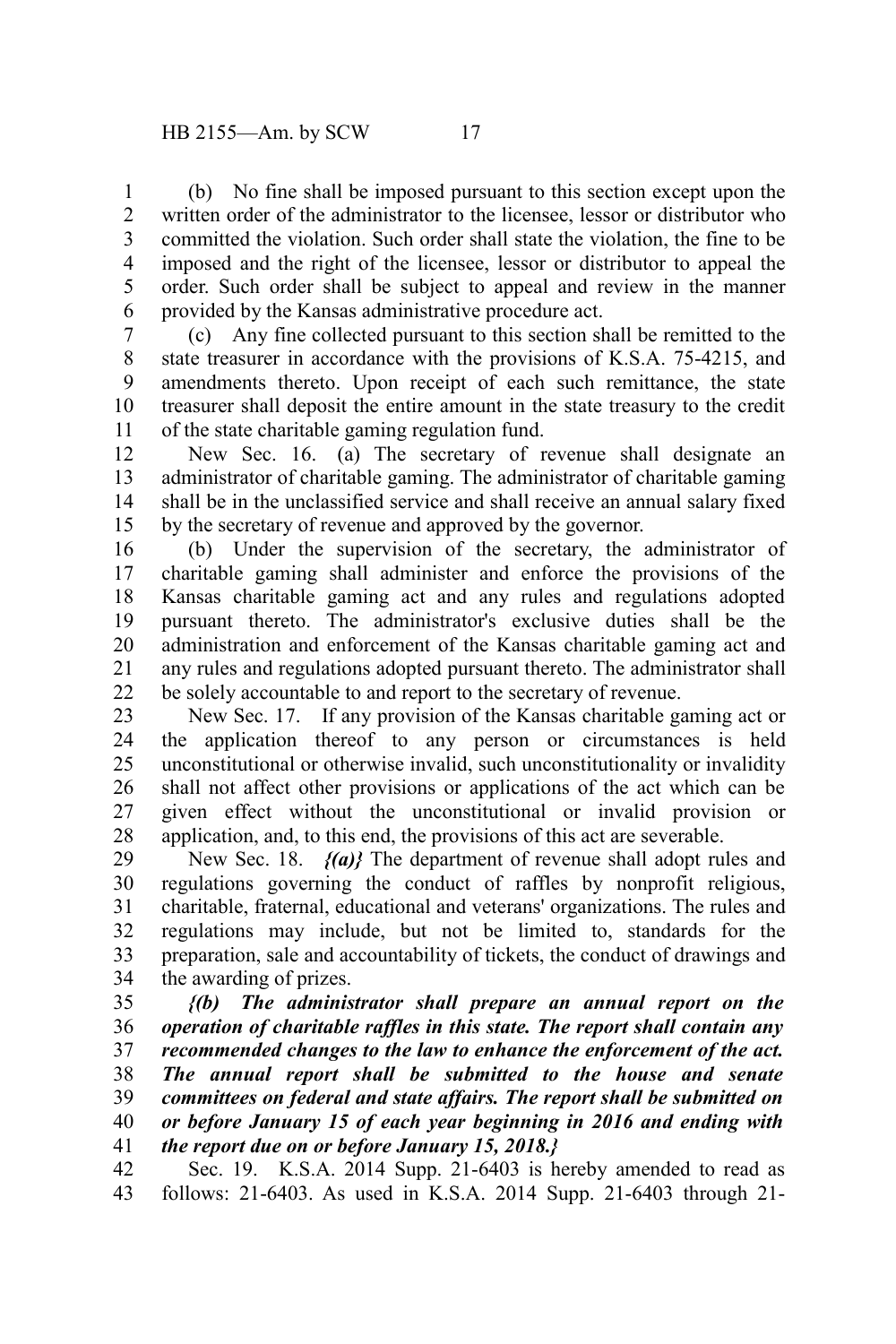(b) No fine shall be imposed pursuant to this section except upon the written order of the administrator to the licensee, lessor or distributor who committed the violation. Such order shall state the violation, the fine to be imposed and the right of the licensee, lessor or distributor to appeal the order. Such order shall be subject to appeal and review in the manner provided by the Kansas administrative procedure act.

(c) Any fine collected pursuant to this section shall be remitted to the state treasurer in accordance with the provisions of K.S.A. 75-4215, and amendments thereto. Upon receipt of each such remittance, the state treasurer shall deposit the entire amount in the state treasury to the credit of the state charitable gaming regulation fund.

New Sec. 16. (a) The secretary of revenue shall designate an administrator of charitable gaming. The administrator of charitable gaming shall be in the unclassified service and shall receive an annual salary fixed by the secretary of revenue and approved by the governor.

(b) Under the supervision of the secretary, the administrator of charitable gaming shall administer and enforce the provisions of the Kansas charitable gaming act and any rules and regulations adopted pursuant thereto. The administrator's exclusive duties shall be the administration and enforcement of the Kansas charitable gaming act and any rules and regulations adopted pursuant thereto. The administrator shall be solely accountable to and report to the secretary of revenue.

New Sec. 17. If any provision of the Kansas charitable gaming act or the application thereof to any person or circumstances is held unconstitutional or otherwise invalid, such unconstitutionality or invalidity shall not affect other provisions or applications of the act which can be given effect without the unconstitutional or invalid provision or application, and, to this end, the provisions of this act are severable.

New Sec. 18. ***{(a)}*** The department of revenue shall adopt rules and regulations governing the conduct of raffles by nonprofit religious, charitable, fraternal, educational and veterans' organizations. The rules and regulations may include, but not be limited to, standards for the preparation, sale and accountability of tickets, the conduct of drawings and the awarding of prizes.

***{(b) The administrator shall prepare an annual report on the operation of charitable raffles in this state. The report shall contain any recommended changes to the law to enhance the enforcement of the act. The annual report shall be submitted to the house and senate committees on federal and state affairs. The report shall be submitted on or before January 15 of each year beginning in 2016 and ending with the report due on or before January 15, 2018.}***

Sec. 19. K.S.A. 2014 Supp. 21-6403 is hereby amended to read as follows: 21-6403. As used in K.S.A. 2014 Supp. 21-6403 through 21-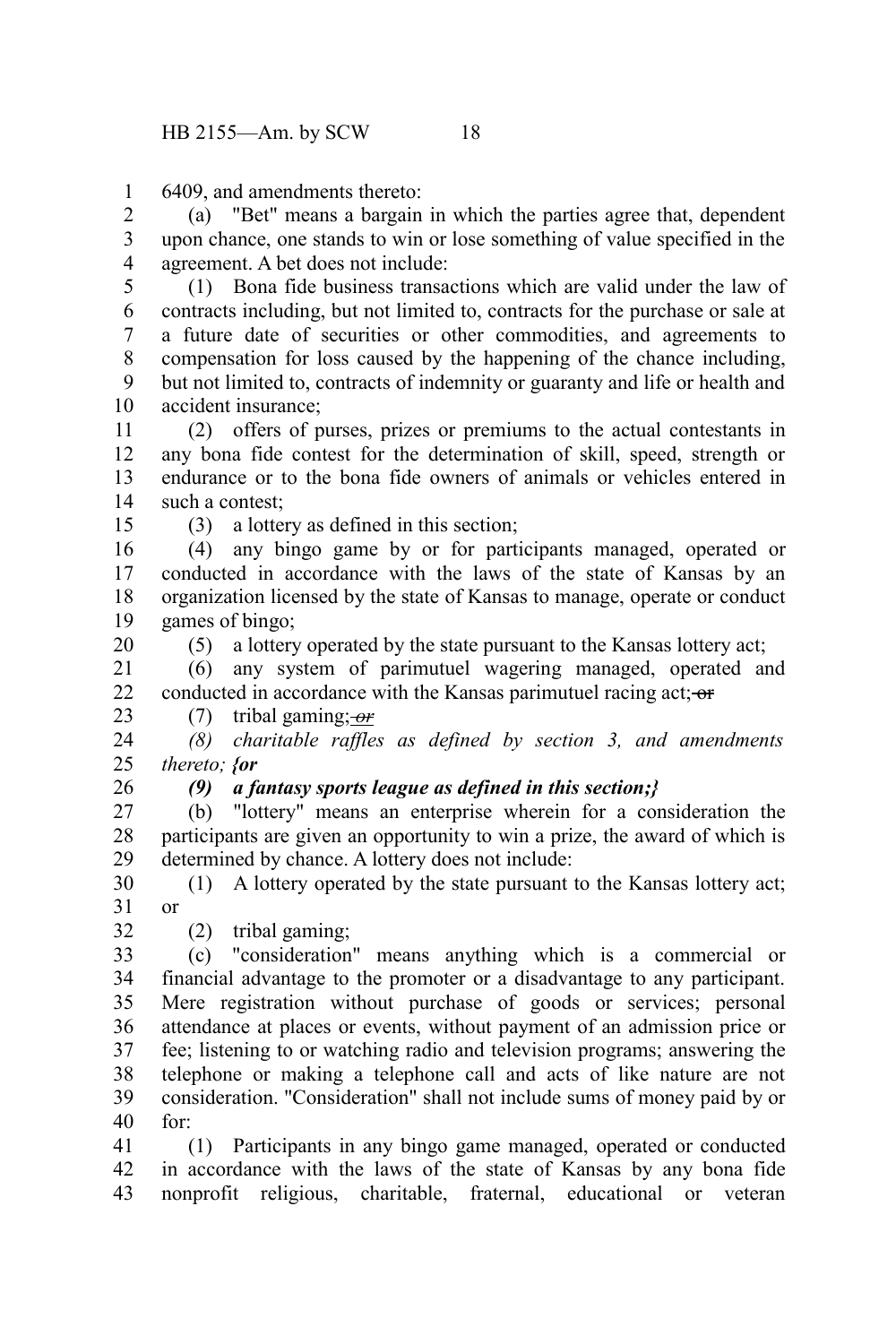6409, and amendments thereto:

(a) "Bet" means a bargain in which the parties agree that, dependent upon chance, one stands to win or lose something of value specified in the agreement. A bet does not include:

(1) Bona fide business transactions which are valid under the law of contracts including, but not limited to, contracts for the purchase or sale at a future date of securities or other commodities, and agreements to compensation for loss caused by the happening of the chance including, but not limited to, contracts of indemnity or guaranty and life or health and accident insurance;

(2) offers of purses, prizes or premiums to the actual contestants in any bona fide contest for the determination of skill, speed, strength or endurance or to the bona fide owners of animals or vehicles entered in such a contest;

(3) a lottery as defined in this section;

(4) any bingo game by or for participants managed, operated or conducted in accordance with the laws of the state of Kansas by an organization licensed by the state of Kansas to manage, operate or conduct games of bingo;

(5) a lottery operated by the state pursuant to the Kansas lottery act;

(6) any system of parimutuel wagering managed, operated and conducted in accordance with the Kansas parimutuel racing act; ~~or~~

(7) tribal gaming; ***~~or~~***

*(8) charitable raffles as defined by section 3, and amendments thereto;* ***{or***

***(9) a fantasy sports league as defined in this section;}***

(b) "lottery" means an enterprise wherein for a consideration the participants are given an opportunity to win a prize, the award of which is determined by chance. A lottery does not include:

(1) A lottery operated by the state pursuant to the Kansas lottery act; or

(2) tribal gaming;

(c) "consideration" means anything which is a commercial or financial advantage to the promoter or a disadvantage to any participant. Mere registration without purchase of goods or services; personal attendance at places or events, without payment of an admission price or fee; listening to or watching radio and television programs; answering the telephone or making a telephone call and acts of like nature are not consideration. "Consideration" shall not include sums of money paid by or for:

(1) Participants in any bingo game managed, operated or conducted in accordance with the laws of the state of Kansas by any bona fide nonprofit religious, charitable, fraternal, educational or veteran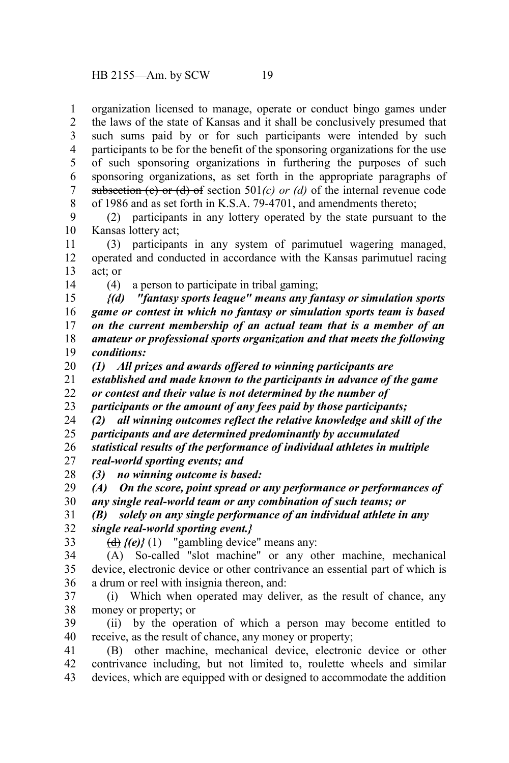organization licensed to manage, operate or conduct bingo games under the laws of the state of Kansas and it shall be conclusively presumed that such sums paid by or for such participants were intended by such participants to be for the benefit of the sponsoring organizations for the use of such sponsoring organizations in furthering the purposes of such sponsoring organizations, as set forth in the appropriate paragraphs of ~~subsection (c) or (d) of~~ section 501*(c) or (d)* of the internal revenue code of 1986 and as set forth in K.S.A. 79-4701, and amendments thereto;

(2) participants in any lottery operated by the state pursuant to the Kansas lottery act;

(3) participants in any system of parimutuel wagering managed, operated and conducted in accordance with the Kansas parimutuel racing act; or

(4) a person to participate in tribal gaming;

***{(d) "fantasy sports league" means any fantasy or simulation sports game or contest in which no fantasy or simulation sports team is based on the current membership of an actual team that is a member of an amateur or professional sports organization and that meets the following conditions:***

***(1) All prizes and awards offered to winning participants are established and made known to the participants in advance of the game or contest and their value is not determined by the number of participants or the amount of any fees paid by those participants;***

***(2) all winning outcomes reflect the relative knowledge and skill of the participants and are determined predominantly by accumulated statistical results of the performance of individual athletes in multiple real-world sporting events; and***

***(3) no winning outcome is based:***

***(A) On the score, point spread or any performance or performances of any single real-world team or any combination of such teams; or***

***(B) solely on any single performance of an individual athlete in any single real-world sporting event.}***

~~(d)~~ ***{(e)}*** (1) "gambling device" means any:

(A) So-called "slot machine" or any other machine, mechanical device, electronic device or other contrivance an essential part of which is a drum or reel with insignia thereon, and:

(i) Which when operated may deliver, as the result of chance, any money or property; or

(ii) by the operation of which a person may become entitled to receive, as the result of chance, any money or property;

(B) other machine, mechanical device, electronic device or other contrivance including, but not limited to, roulette wheels and similar devices, which are equipped with or designed to accommodate the addition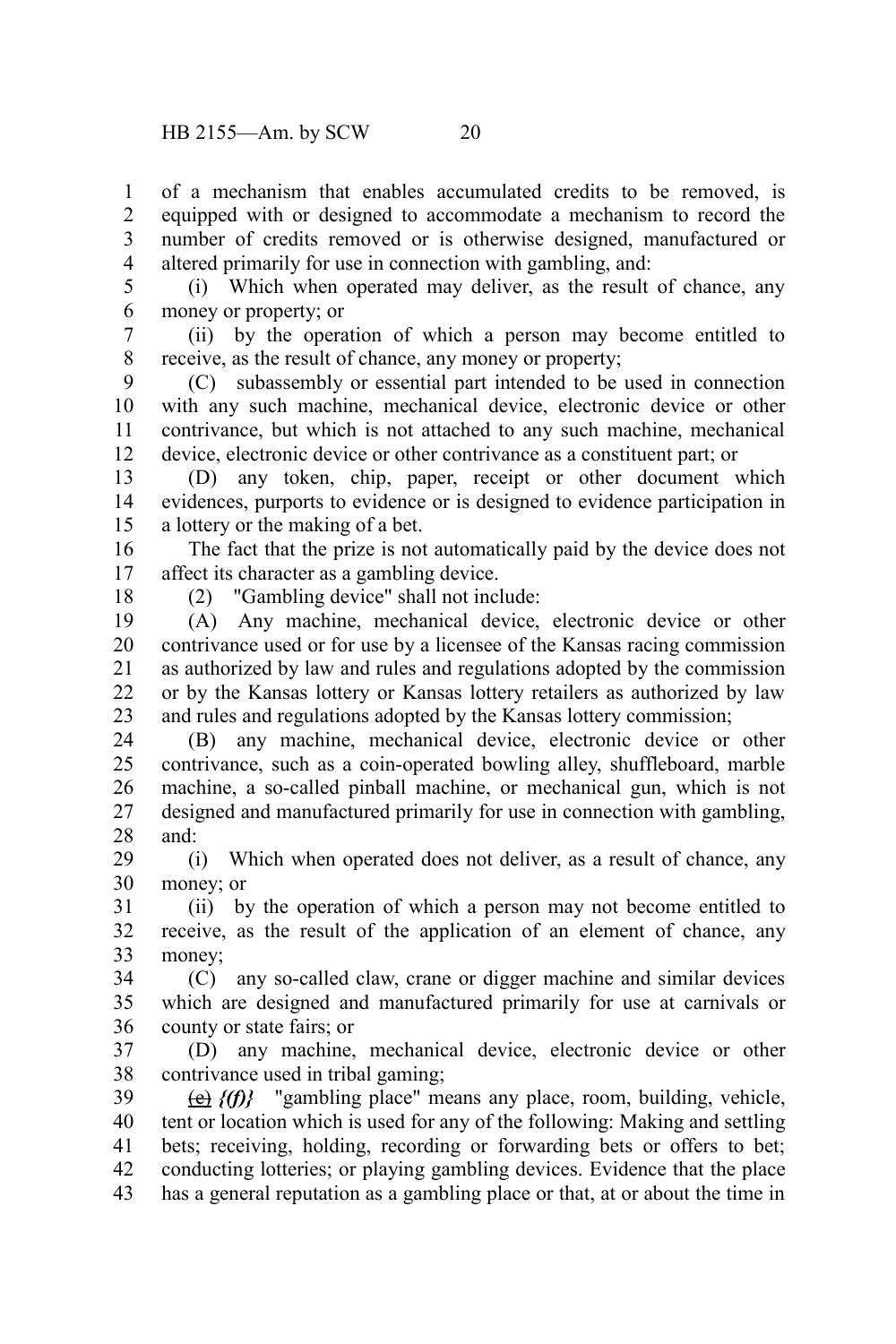of a mechanism that enables accumulated credits to be removed, is equipped with or designed to accommodate a mechanism to record the number of credits removed or is otherwise designed, manufactured or altered primarily for use in connection with gambling, and:

(i) Which when operated may deliver, as the result of chance, any money or property; or

(ii) by the operation of which a person may become entitled to receive, as the result of chance, any money or property;

(C) subassembly or essential part intended to be used in connection with any such machine, mechanical device, electronic device or other contrivance, but which is not attached to any such machine, mechanical device, electronic device or other contrivance as a constituent part; or

(D) any token, chip, paper, receipt or other document which evidences, purports to evidence or is designed to evidence participation in a lottery or the making of a bet.

The fact that the prize is not automatically paid by the device does not affect its character as a gambling device.

(2) "Gambling device" shall not include:

(A) Any machine, mechanical device, electronic device or other contrivance used or for use by a licensee of the Kansas racing commission as authorized by law and rules and regulations adopted by the commission or by the Kansas lottery or Kansas lottery retailers as authorized by law and rules and regulations adopted by the Kansas lottery commission;

(B) any machine, mechanical device, electronic device or other contrivance, such as a coin-operated bowling alley, shuffleboard, marble machine, a so-called pinball machine, or mechanical gun, which is not designed and manufactured primarily for use in connection with gambling, and:

(i) Which when operated does not deliver, as a result of chance, any money; or

(ii) by the operation of which a person may not become entitled to receive, as the result of the application of an element of chance, any money;

(C) any so-called claw, crane or digger machine and similar devices which are designed and manufactured primarily for use at carnivals or county or state fairs; or

(D) any machine, mechanical device, electronic device or other contrivance used in tribal gaming;

~~(e)~~ ***{(f)}*** "gambling place" means any place, room, building, vehicle, tent or location which is used for any of the following: Making and settling bets; receiving, holding, recording or forwarding bets or offers to bet; conducting lotteries; or playing gambling devices. Evidence that the place has a general reputation as a gambling place or that, at or about the time in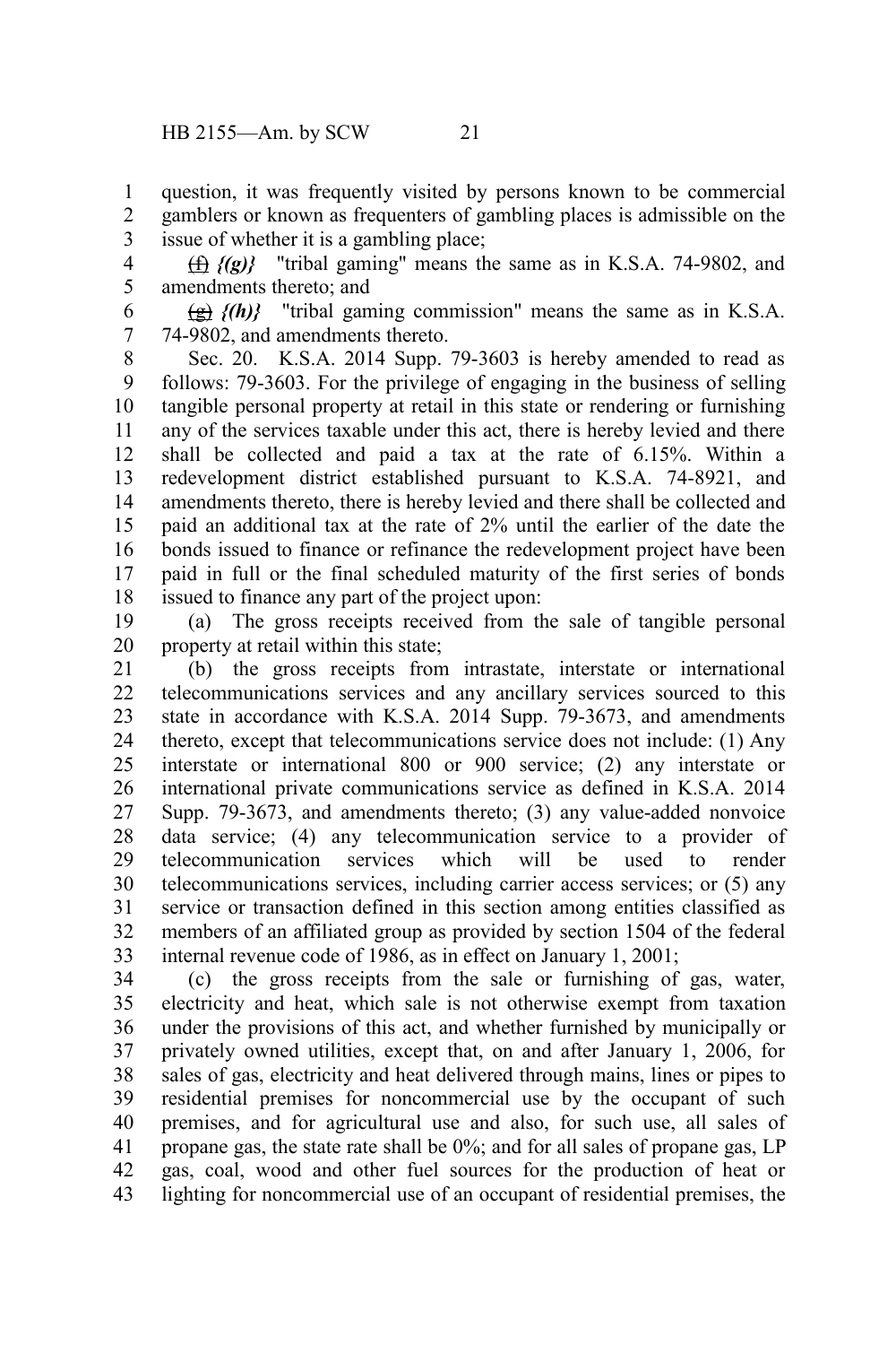question, it was frequently visited by persons known to be commercial gamblers or known as frequenters of gambling places is admissible on the issue of whether it is a gambling place;

~~(f)~~ *{(g)}* "tribal gaming" means the same as in K.S.A. 74-9802, and amendments thereto; and

~~(g)~~ *{(h)}* "tribal gaming commission" means the same as in K.S.A. 74-9802, and amendments thereto.

Sec. 20. K.S.A. 2014 Supp. 79-3603 is hereby amended to read as follows: 79-3603. For the privilege of engaging in the business of selling tangible personal property at retail in this state or rendering or furnishing any of the services taxable under this act, there is hereby levied and there shall be collected and paid a tax at the rate of 6.15%. Within a redevelopment district established pursuant to K.S.A. 74-8921, and amendments thereto, there is hereby levied and there shall be collected and paid an additional tax at the rate of 2% until the earlier of the date the bonds issued to finance or refinance the redevelopment project have been paid in full or the final scheduled maturity of the first series of bonds issued to finance any part of the project upon:

(a) The gross receipts received from the sale of tangible personal property at retail within this state;

(b) the gross receipts from intrastate, interstate or international telecommunications services and any ancillary services sourced to this state in accordance with K.S.A. 2014 Supp. 79-3673, and amendments thereto, except that telecommunications service does not include: (1) Any interstate or international 800 or 900 service; (2) any interstate or international private communications service as defined in K.S.A. 2014 Supp. 79-3673, and amendments thereto; (3) any value-added nonvoice data service; (4) any telecommunication service to a provider of telecommunication services which will be used to render telecommunications services, including carrier access services; or (5) any service or transaction defined in this section among entities classified as members of an affiliated group as provided by section 1504 of the federal internal revenue code of 1986, as in effect on January 1, 2001;

(c) the gross receipts from the sale or furnishing of gas, water, electricity and heat, which sale is not otherwise exempt from taxation under the provisions of this act, and whether furnished by municipally or privately owned utilities, except that, on and after January 1, 2006, for sales of gas, electricity and heat delivered through mains, lines or pipes to residential premises for noncommercial use by the occupant of such premises, and for agricultural use and also, for such use, all sales of propane gas, the state rate shall be 0%; and for all sales of propane gas, LP gas, coal, wood and other fuel sources for the production of heat or lighting for noncommercial use of an occupant of residential premises, the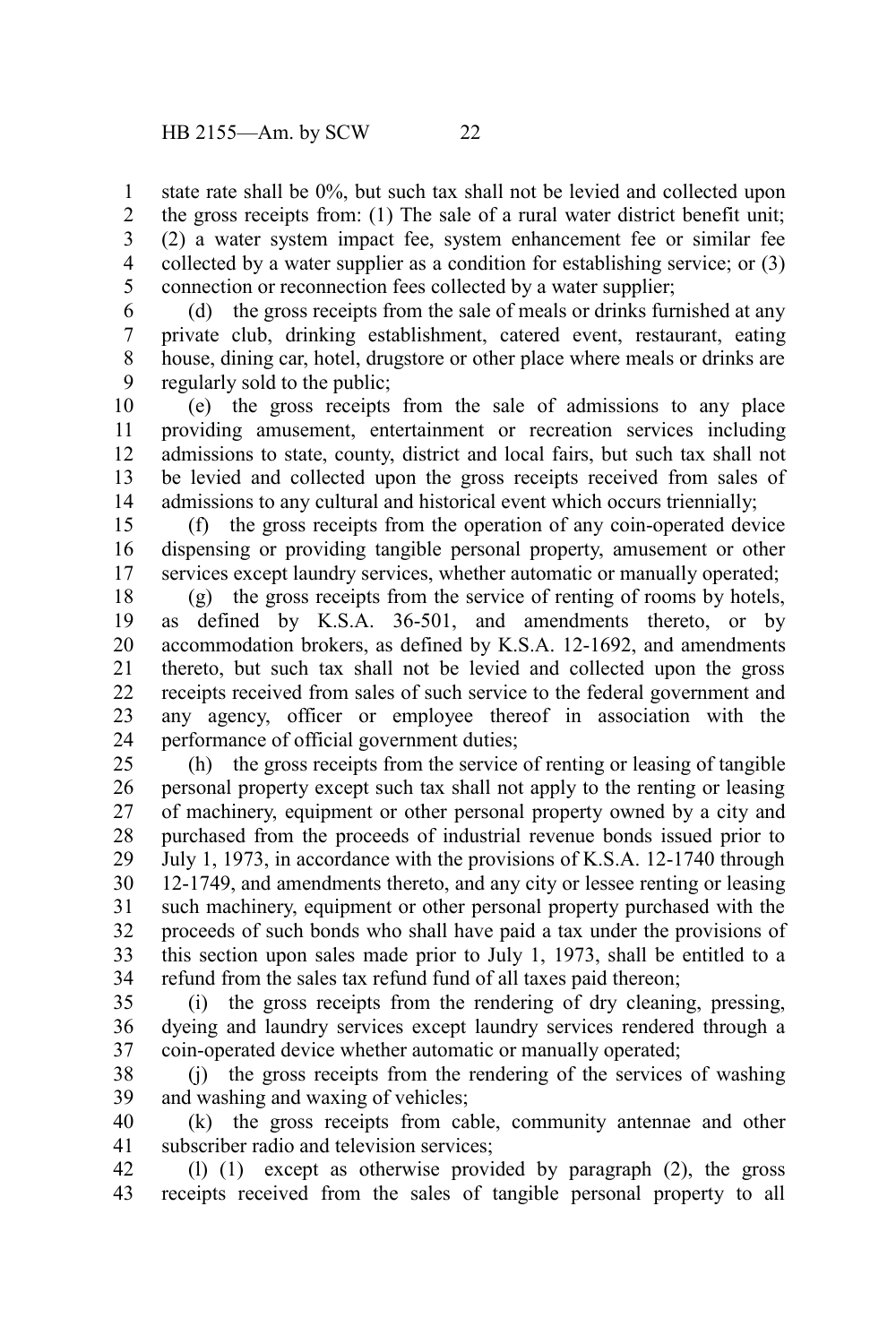state rate shall be 0%, but such tax shall not be levied and collected upon the gross receipts from: (1) The sale of a rural water district benefit unit; (2) a water system impact fee, system enhancement fee or similar fee collected by a water supplier as a condition for establishing service; or (3) connection or reconnection fees collected by a water supplier;

(d) the gross receipts from the sale of meals or drinks furnished at any private club, drinking establishment, catered event, restaurant, eating house, dining car, hotel, drugstore or other place where meals or drinks are regularly sold to the public;

(e) the gross receipts from the sale of admissions to any place providing amusement, entertainment or recreation services including admissions to state, county, district and local fairs, but such tax shall not be levied and collected upon the gross receipts received from sales of admissions to any cultural and historical event which occurs triennially;

(f) the gross receipts from the operation of any coin-operated device dispensing or providing tangible personal property, amusement or other services except laundry services, whether automatic or manually operated;

(g) the gross receipts from the service of renting of rooms by hotels, as defined by K.S.A. 36-501, and amendments thereto, or by accommodation brokers, as defined by K.S.A. 12-1692, and amendments thereto, but such tax shall not be levied and collected upon the gross receipts received from sales of such service to the federal government and any agency, officer or employee thereof in association with the performance of official government duties;

(h) the gross receipts from the service of renting or leasing of tangible personal property except such tax shall not apply to the renting or leasing of machinery, equipment or other personal property owned by a city and purchased from the proceeds of industrial revenue bonds issued prior to July 1, 1973, in accordance with the provisions of K.S.A. 12-1740 through 12-1749, and amendments thereto, and any city or lessee renting or leasing such machinery, equipment or other personal property purchased with the proceeds of such bonds who shall have paid a tax under the provisions of this section upon sales made prior to July 1, 1973, shall be entitled to a refund from the sales tax refund fund of all taxes paid thereon;

(i) the gross receipts from the rendering of dry cleaning, pressing, dyeing and laundry services except laundry services rendered through a coin-operated device whether automatic or manually operated;

(j) the gross receipts from the rendering of the services of washing and washing and waxing of vehicles;

(k) the gross receipts from cable, community antennae and other subscriber radio and television services;

(l) (1) except as otherwise provided by paragraph (2), the gross receipts received from the sales of tangible personal property to all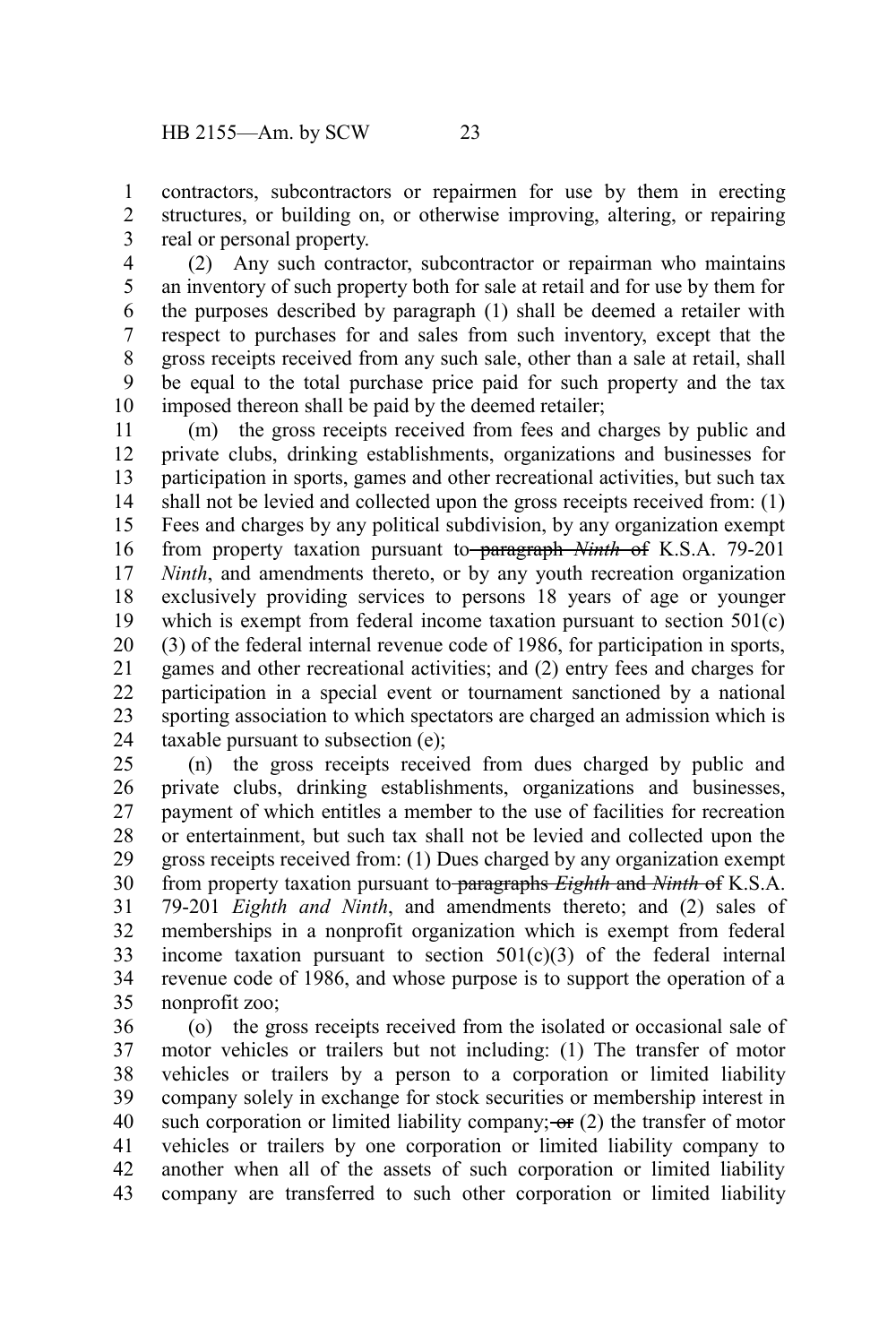contractors, subcontractors or repairmen for use by them in erecting structures, or building on, or otherwise improving, altering, or repairing real or personal property.

(2) Any such contractor, subcontractor or repairman who maintains an inventory of such property both for sale at retail and for use by them for the purposes described by paragraph (1) shall be deemed a retailer with respect to purchases for and sales from such inventory, except that the gross receipts received from any such sale, other than a sale at retail, shall be equal to the total purchase price paid for such property and the tax imposed thereon shall be paid by the deemed retailer;

(m) the gross receipts received from fees and charges by public and private clubs, drinking establishments, organizations and businesses for participation in sports, games and other recreational activities, but such tax shall not be levied and collected upon the gross receipts received from: (1) Fees and charges by any political subdivision, by any organization exempt from property taxation pursuant to ~~paragraph *Ninth* of~~ K.S.A. 79-201 *Ninth*, and amendments thereto, or by any youth recreation organization exclusively providing services to persons 18 years of age or younger which is exempt from federal income taxation pursuant to section 501(c)(3) of the federal internal revenue code of 1986, for participation in sports, games and other recreational activities; and (2) entry fees and charges for participation in a special event or tournament sanctioned by a national sporting association to which spectators are charged an admission which is taxable pursuant to subsection (e);

(n) the gross receipts received from dues charged by public and private clubs, drinking establishments, organizations and businesses, payment of which entitles a member to the use of facilities for recreation or entertainment, but such tax shall not be levied and collected upon the gross receipts received from: (1) Dues charged by any organization exempt from property taxation pursuant to ~~paragraphs *Eighth* and *Ninth* of~~ K.S.A. 79-201 *Eighth and Ninth*, and amendments thereto; and (2) sales of memberships in a nonprofit organization which is exempt from federal income taxation pursuant to section 501(c)(3) of the federal internal revenue code of 1986, and whose purpose is to support the operation of a nonprofit zoo;

(o) the gross receipts received from the isolated or occasional sale of motor vehicles or trailers but not including: (1) The transfer of motor vehicles or trailers by a person to a corporation or limited liability company solely in exchange for stock securities or membership interest in such corporation or limited liability company; ~~or~~ (2) the transfer of motor vehicles or trailers by one corporation or limited liability company to another when all of the assets of such corporation or limited liability company are transferred to such other corporation or limited liability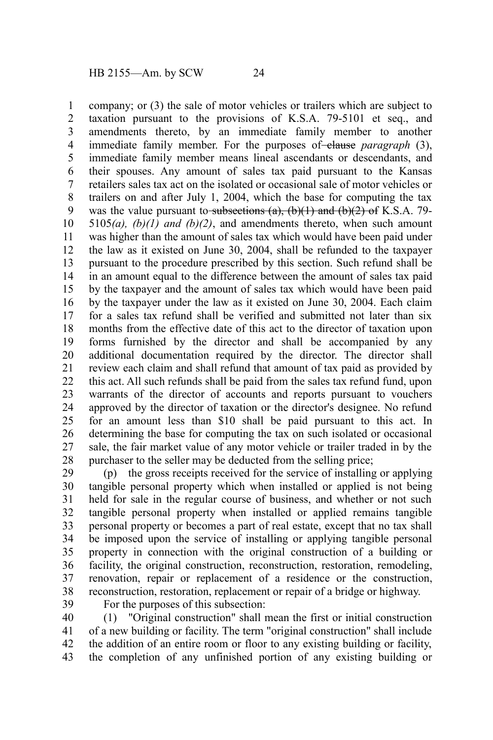company; or (3) the sale of motor vehicles or trailers which are subject to taxation pursuant to the provisions of K.S.A. 79-5101 et seq., and amendments thereto, by an immediate family member to another immediate family member. For the purposes of ~~clause~~ *paragraph* (3), immediate family member means lineal ascendants or descendants, and their spouses. Any amount of sales tax paid pursuant to the Kansas retailers sales tax act on the isolated or occasional sale of motor vehicles or trailers on and after July 1, 2004, which the base for computing the tax was the value pursuant to ~~subsections (a), (b)(1) and (b)(2) of~~ K.S.A. 79-5105*(a), (b)(1) and (b)(2)*, and amendments thereto, when such amount was higher than the amount of sales tax which would have been paid under the law as it existed on June 30, 2004, shall be refunded to the taxpayer pursuant to the procedure prescribed by this section. Such refund shall be in an amount equal to the difference between the amount of sales tax paid by the taxpayer and the amount of sales tax which would have been paid by the taxpayer under the law as it existed on June 30, 2004. Each claim for a sales tax refund shall be verified and submitted not later than six months from the effective date of this act to the director of taxation upon forms furnished by the director and shall be accompanied by any additional documentation required by the director. The director shall review each claim and shall refund that amount of tax paid as provided by this act. All such refunds shall be paid from the sales tax refund fund, upon warrants of the director of accounts and reports pursuant to vouchers approved by the director of taxation or the director's designee. No refund for an amount less than $10 shall be paid pursuant to this act. In determining the base for computing the tax on such isolated or occasional sale, the fair market value of any motor vehicle or trailer traded in by the purchaser to the seller may be deducted from the selling price;

(p) the gross receipts received for the service of installing or applying tangible personal property which when installed or applied is not being held for sale in the regular course of business, and whether or not such tangible personal property when installed or applied remains tangible personal property or becomes a part of real estate, except that no tax shall be imposed upon the service of installing or applying tangible personal property in connection with the original construction of a building or facility, the original construction, reconstruction, restoration, remodeling, renovation, repair or replacement of a residence or the construction, reconstruction, restoration, replacement or repair of a bridge or highway.

For the purposes of this subsection:

(1) "Original construction" shall mean the first or initial construction of a new building or facility. The term "original construction" shall include the addition of an entire room or floor to any existing building or facility, the completion of any unfinished portion of any existing building or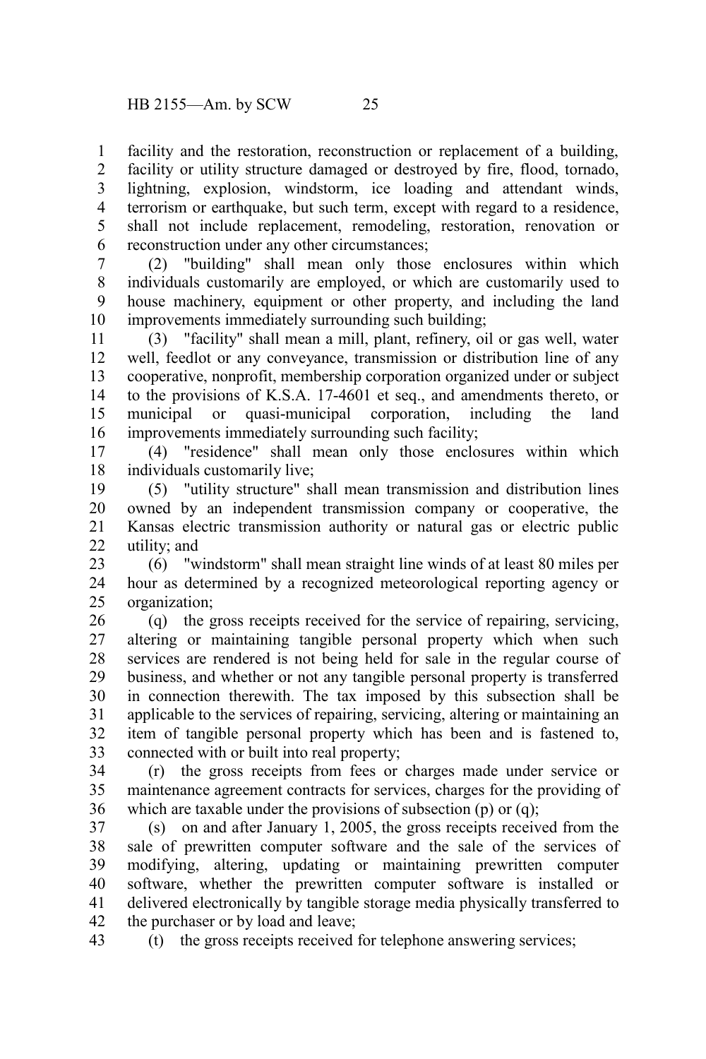facility and the restoration, reconstruction or replacement of a building, facility or utility structure damaged or destroyed by fire, flood, tornado, lightning, explosion, windstorm, ice loading and attendant winds, terrorism or earthquake, but such term, except with regard to a residence, shall not include replacement, remodeling, restoration, renovation or reconstruction under any other circumstances;

(2) "building" shall mean only those enclosures within which individuals customarily are employed, or which are customarily used to house machinery, equipment or other property, and including the land improvements immediately surrounding such building;

(3) "facility" shall mean a mill, plant, refinery, oil or gas well, water well, feedlot or any conveyance, transmission or distribution line of any cooperative, nonprofit, membership corporation organized under or subject to the provisions of K.S.A. 17-4601 et seq., and amendments thereto, or municipal or quasi-municipal corporation, including the land improvements immediately surrounding such facility;

(4) "residence" shall mean only those enclosures within which individuals customarily live;

(5) "utility structure" shall mean transmission and distribution lines owned by an independent transmission company or cooperative, the Kansas electric transmission authority or natural gas or electric public utility; and

(6) "windstorm" shall mean straight line winds of at least 80 miles per hour as determined by a recognized meteorological reporting agency or organization;

(q) the gross receipts received for the service of repairing, servicing, altering or maintaining tangible personal property which when such services are rendered is not being held for sale in the regular course of business, and whether or not any tangible personal property is transferred in connection therewith. The tax imposed by this subsection shall be applicable to the services of repairing, servicing, altering or maintaining an item of tangible personal property which has been and is fastened to, connected with or built into real property;

(r) the gross receipts from fees or charges made under service or maintenance agreement contracts for services, charges for the providing of which are taxable under the provisions of subsection (p) or (q);

(s) on and after January 1, 2005, the gross receipts received from the sale of prewritten computer software and the sale of the services of modifying, altering, updating or maintaining prewritten computer software, whether the prewritten computer software is installed or delivered electronically by tangible storage media physically transferred to the purchaser or by load and leave;

(t) the gross receipts received for telephone answering services;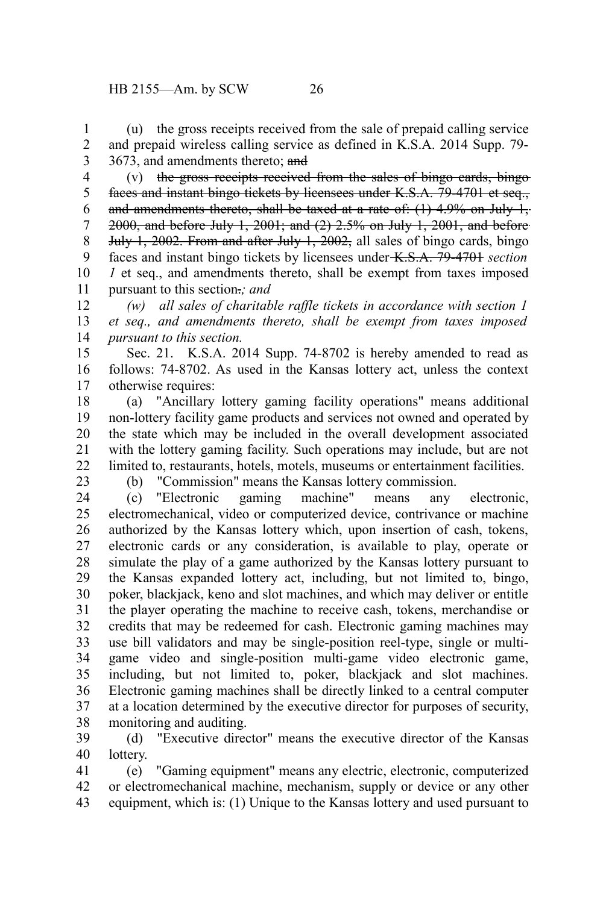(u) the gross receipts received from the sale of prepaid calling service and prepaid wireless calling service as defined in K.S.A. 2014 Supp. 79-3673, and amendments thereto; ~~and~~

(v) ~~the gross receipts received from the sales of bingo cards, bingo faces and instant bingo tickets by licensees under K.S.A. 79-4701 et seq., and amendments thereto, shall be taxed at a rate of: (1) 4.9% on July 1, 2000, and before July 1, 2001; and (2) 2.5% on July 1, 2001, and before July 1, 2002. From and after July 1, 2002,~~ all sales of bingo cards, bingo faces and instant bingo tickets by licensees under ~~K.S.A. 79-4701~~ *section 1* et seq., and amendments thereto, shall be exempt from taxes imposed pursuant to this section~~.~~*; and*

*(w) all sales of charitable raffle tickets in accordance with section 1 et seq., and amendments thereto, shall be exempt from taxes imposed pursuant to this section.*

Sec. 21. K.S.A. 2014 Supp. 74-8702 is hereby amended to read as follows: 74-8702. As used in the Kansas lottery act, unless the context otherwise requires:

(a) "Ancillary lottery gaming facility operations" means additional non-lottery facility game products and services not owned and operated by the state which may be included in the overall development associated with the lottery gaming facility. Such operations may include, but are not limited to, restaurants, hotels, motels, museums or entertainment facilities.

(b) "Commission" means the Kansas lottery commission.

(c) "Electronic gaming machine" means any electronic, electromechanical, video or computerized device, contrivance or machine authorized by the Kansas lottery which, upon insertion of cash, tokens, electronic cards or any consideration, is available to play, operate or simulate the play of a game authorized by the Kansas lottery pursuant to the Kansas expanded lottery act, including, but not limited to, bingo, poker, blackjack, keno and slot machines, and which may deliver or entitle the player operating the machine to receive cash, tokens, merchandise or credits that may be redeemed for cash. Electronic gaming machines may use bill validators and may be single-position reel-type, single or multi-game video and single-position multi-game video electronic game, including, but not limited to, poker, blackjack and slot machines. Electronic gaming machines shall be directly linked to a central computer at a location determined by the executive director for purposes of security, monitoring and auditing.

(d) "Executive director" means the executive director of the Kansas lottery.

(e) "Gaming equipment" means any electric, electronic, computerized or electromechanical machine, mechanism, supply or device or any other equipment, which is: (1) Unique to the Kansas lottery and used pursuant to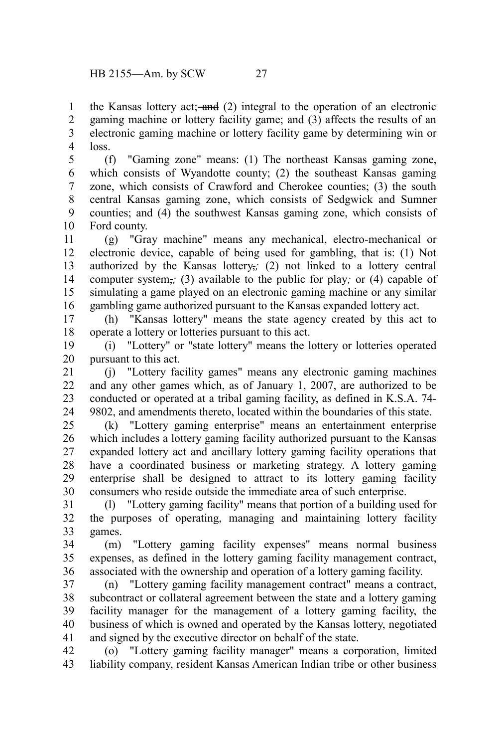the Kansas lottery act; ~~and~~ (2) integral to the operation of an electronic gaming machine or lottery facility game; and (3) affects the results of an electronic gaming machine or lottery facility game by determining win or loss.

(f) "Gaming zone" means: (1) The northeast Kansas gaming zone, which consists of Wyandotte county; (2) the southeast Kansas gaming zone, which consists of Crawford and Cherokee counties; (3) the south central Kansas gaming zone, which consists of Sedgwick and Sumner counties; and (4) the southwest Kansas gaming zone, which consists of Ford county.

(g) "Gray machine" means any mechanical, electro-mechanical or electronic device, capable of being used for gambling, that is: (1) Not authorized by the Kansas lottery~~,~~*;* (2) not linked to a lottery central computer system~~,~~*;* (3) available to the public for play*;* or (4) capable of simulating a game played on an electronic gaming machine or any similar gambling game authorized pursuant to the Kansas expanded lottery act.

(h) "Kansas lottery" means the state agency created by this act to operate a lottery or lotteries pursuant to this act.

(i) "Lottery" or "state lottery" means the lottery or lotteries operated pursuant to this act.

(j) "Lottery facility games" means any electronic gaming machines and any other games which, as of January 1, 2007, are authorized to be conducted or operated at a tribal gaming facility, as defined in K.S.A. 74-9802, and amendments thereto, located within the boundaries of this state.

(k) "Lottery gaming enterprise" means an entertainment enterprise which includes a lottery gaming facility authorized pursuant to the Kansas expanded lottery act and ancillary lottery gaming facility operations that have a coordinated business or marketing strategy. A lottery gaming enterprise shall be designed to attract to its lottery gaming facility consumers who reside outside the immediate area of such enterprise.

(l) "Lottery gaming facility" means that portion of a building used for the purposes of operating, managing and maintaining lottery facility games.

(m) "Lottery gaming facility expenses" means normal business expenses, as defined in the lottery gaming facility management contract, associated with the ownership and operation of a lottery gaming facility.

(n) "Lottery gaming facility management contract" means a contract, subcontract or collateral agreement between the state and a lottery gaming facility manager for the management of a lottery gaming facility, the business of which is owned and operated by the Kansas lottery, negotiated and signed by the executive director on behalf of the state.

(o) "Lottery gaming facility manager" means a corporation, limited liability company, resident Kansas American Indian tribe or other business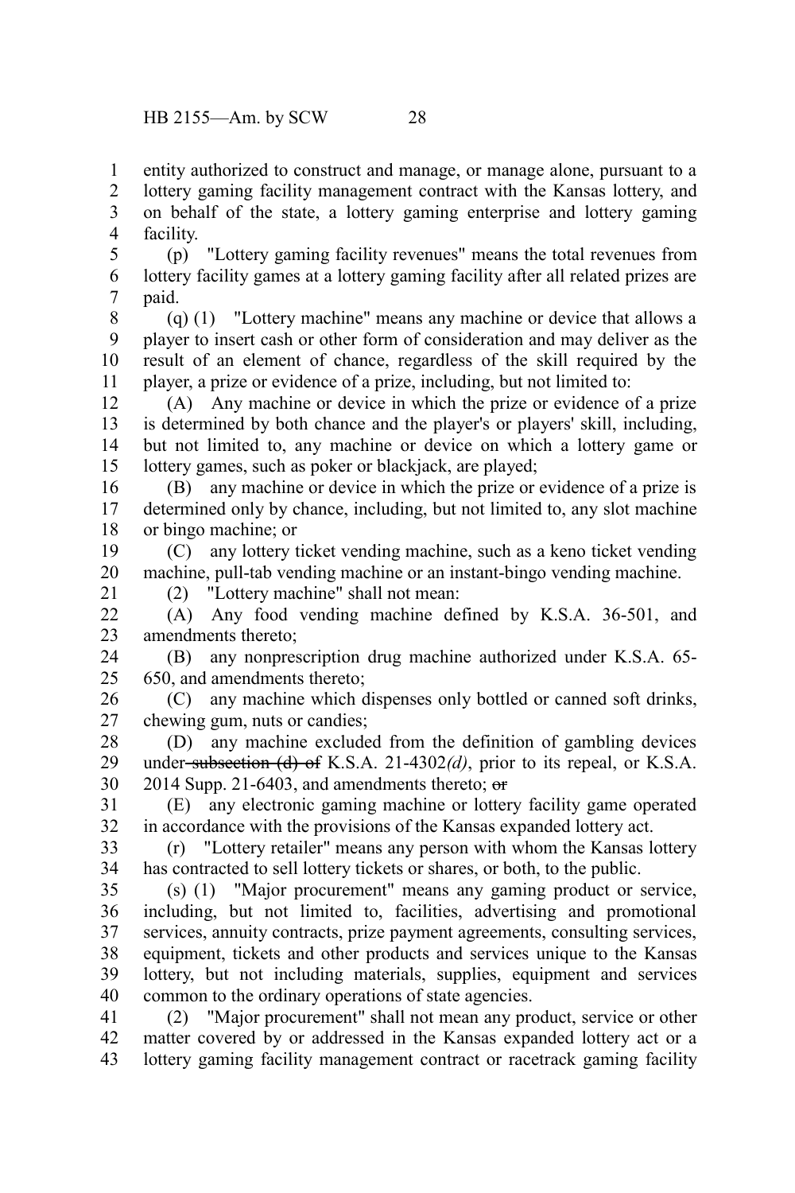entity authorized to construct and manage, or manage alone, pursuant to a lottery gaming facility management contract with the Kansas lottery, and on behalf of the state, a lottery gaming enterprise and lottery gaming facility.

(p) "Lottery gaming facility revenues" means the total revenues from lottery facility games at a lottery gaming facility after all related prizes are paid.

(q) (1) "Lottery machine" means any machine or device that allows a player to insert cash or other form of consideration and may deliver as the result of an element of chance, regardless of the skill required by the player, a prize or evidence of a prize, including, but not limited to:

(A) Any machine or device in which the prize or evidence of a prize is determined by both chance and the player's or players' skill, including, but not limited to, any machine or device on which a lottery game or lottery games, such as poker or blackjack, are played;

(B) any machine or device in which the prize or evidence of a prize is determined only by chance, including, but not limited to, any slot machine or bingo machine; or

(C) any lottery ticket vending machine, such as a keno ticket vending machine, pull-tab vending machine or an instant-bingo vending machine.

(2) "Lottery machine" shall not mean:

(A) Any food vending machine defined by K.S.A. 36-501, and amendments thereto;

(B) any nonprescription drug machine authorized under K.S.A. 65-650, and amendments thereto;

(C) any machine which dispenses only bottled or canned soft drinks, chewing gum, nuts or candies;

(D) any machine excluded from the definition of gambling devices under ~~subsection (d) of~~ K.S.A. 21-4302*(d)*, prior to its repeal, or K.S.A. 2014 Supp. 21-6403, and amendments thereto; ~~or~~

(E) any electronic gaming machine or lottery facility game operated in accordance with the provisions of the Kansas expanded lottery act.

(r) "Lottery retailer" means any person with whom the Kansas lottery has contracted to sell lottery tickets or shares, or both, to the public.

(s) (1) "Major procurement" means any gaming product or service, including, but not limited to, facilities, advertising and promotional services, annuity contracts, prize payment agreements, consulting services, equipment, tickets and other products and services unique to the Kansas lottery, but not including materials, supplies, equipment and services common to the ordinary operations of state agencies.

(2) "Major procurement" shall not mean any product, service or other matter covered by or addressed in the Kansas expanded lottery act or a lottery gaming facility management contract or racetrack gaming facility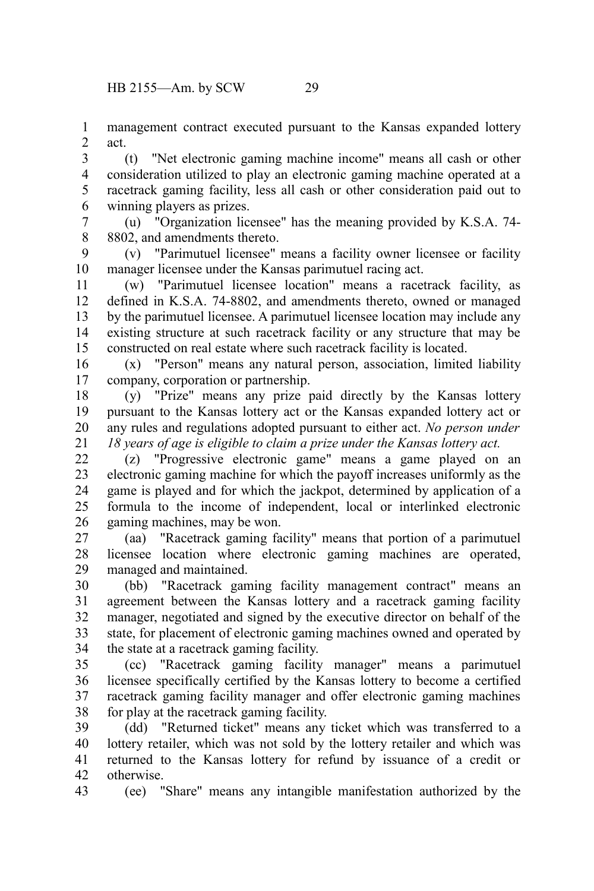management contract executed pursuant to the Kansas expanded lottery act.

(t) "Net electronic gaming machine income" means all cash or other consideration utilized to play an electronic gaming machine operated at a racetrack gaming facility, less all cash or other consideration paid out to winning players as prizes.

(u) "Organization licensee" has the meaning provided by K.S.A. 74-8802, and amendments thereto.

(v) "Parimutuel licensee" means a facility owner licensee or facility manager licensee under the Kansas parimutuel racing act.

(w) "Parimutuel licensee location" means a racetrack facility, as defined in K.S.A. 74-8802, and amendments thereto, owned or managed by the parimutuel licensee. A parimutuel licensee location may include any existing structure at such racetrack facility or any structure that may be constructed on real estate where such racetrack facility is located.

(x) "Person" means any natural person, association, limited liability company, corporation or partnership.

(y) "Prize" means any prize paid directly by the Kansas lottery pursuant to the Kansas lottery act or the Kansas expanded lottery act or any rules and regulations adopted pursuant to either act. *No person under 18 years of age is eligible to claim a prize under the Kansas lottery act.*

(z) "Progressive electronic game" means a game played on an electronic gaming machine for which the payoff increases uniformly as the game is played and for which the jackpot, determined by application of a formula to the income of independent, local or interlinked electronic gaming machines, may be won.

(aa) "Racetrack gaming facility" means that portion of a parimutuel licensee location where electronic gaming machines are operated, managed and maintained.

(bb) "Racetrack gaming facility management contract" means an agreement between the Kansas lottery and a racetrack gaming facility manager, negotiated and signed by the executive director on behalf of the state, for placement of electronic gaming machines owned and operated by the state at a racetrack gaming facility.

(cc) "Racetrack gaming facility manager" means a parimutuel licensee specifically certified by the Kansas lottery to become a certified racetrack gaming facility manager and offer electronic gaming machines for play at the racetrack gaming facility.

(dd) "Returned ticket" means any ticket which was transferred to a lottery retailer, which was not sold by the lottery retailer and which was returned to the Kansas lottery for refund by issuance of a credit or otherwise.

(ee) "Share" means any intangible manifestation authorized by the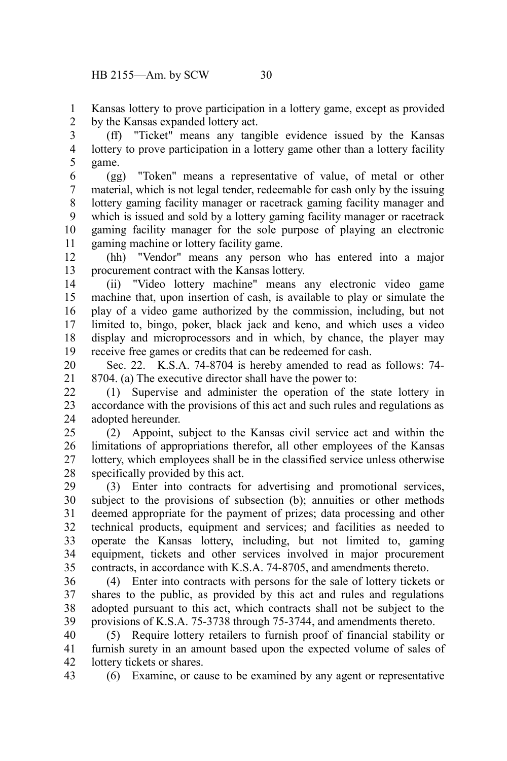Kansas lottery to prove participation in a lottery game, except as provided by the Kansas expanded lottery act.

(ff) "Ticket" means any tangible evidence issued by the Kansas lottery to prove participation in a lottery game other than a lottery facility game.

(gg) "Token" means a representative of value, of metal or other material, which is not legal tender, redeemable for cash only by the issuing lottery gaming facility manager or racetrack gaming facility manager and which is issued and sold by a lottery gaming facility manager or racetrack gaming facility manager for the sole purpose of playing an electronic gaming machine or lottery facility game.

(hh) "Vendor" means any person who has entered into a major procurement contract with the Kansas lottery.

(ii) "Video lottery machine" means any electronic video game machine that, upon insertion of cash, is available to play or simulate the play of a video game authorized by the commission, including, but not limited to, bingo, poker, black jack and keno, and which uses a video display and microprocessors and in which, by chance, the player may receive free games or credits that can be redeemed for cash.

Sec. 22. K.S.A. 74-8704 is hereby amended to read as follows: 74-8704. (a) The executive director shall have the power to:

(1) Supervise and administer the operation of the state lottery in accordance with the provisions of this act and such rules and regulations as adopted hereunder.

(2) Appoint, subject to the Kansas civil service act and within the limitations of appropriations therefor, all other employees of the Kansas lottery, which employees shall be in the classified service unless otherwise specifically provided by this act.

(3) Enter into contracts for advertising and promotional services, subject to the provisions of subsection (b); annuities or other methods deemed appropriate for the payment of prizes; data processing and other technical products, equipment and services; and facilities as needed to operate the Kansas lottery, including, but not limited to, gaming equipment, tickets and other services involved in major procurement contracts, in accordance with K.S.A. 74-8705, and amendments thereto.

(4) Enter into contracts with persons for the sale of lottery tickets or shares to the public, as provided by this act and rules and regulations adopted pursuant to this act, which contracts shall not be subject to the provisions of K.S.A. 75-3738 through 75-3744, and amendments thereto.

(5) Require lottery retailers to furnish proof of financial stability or furnish surety in an amount based upon the expected volume of sales of lottery tickets or shares.

(6) Examine, or cause to be examined by any agent or representative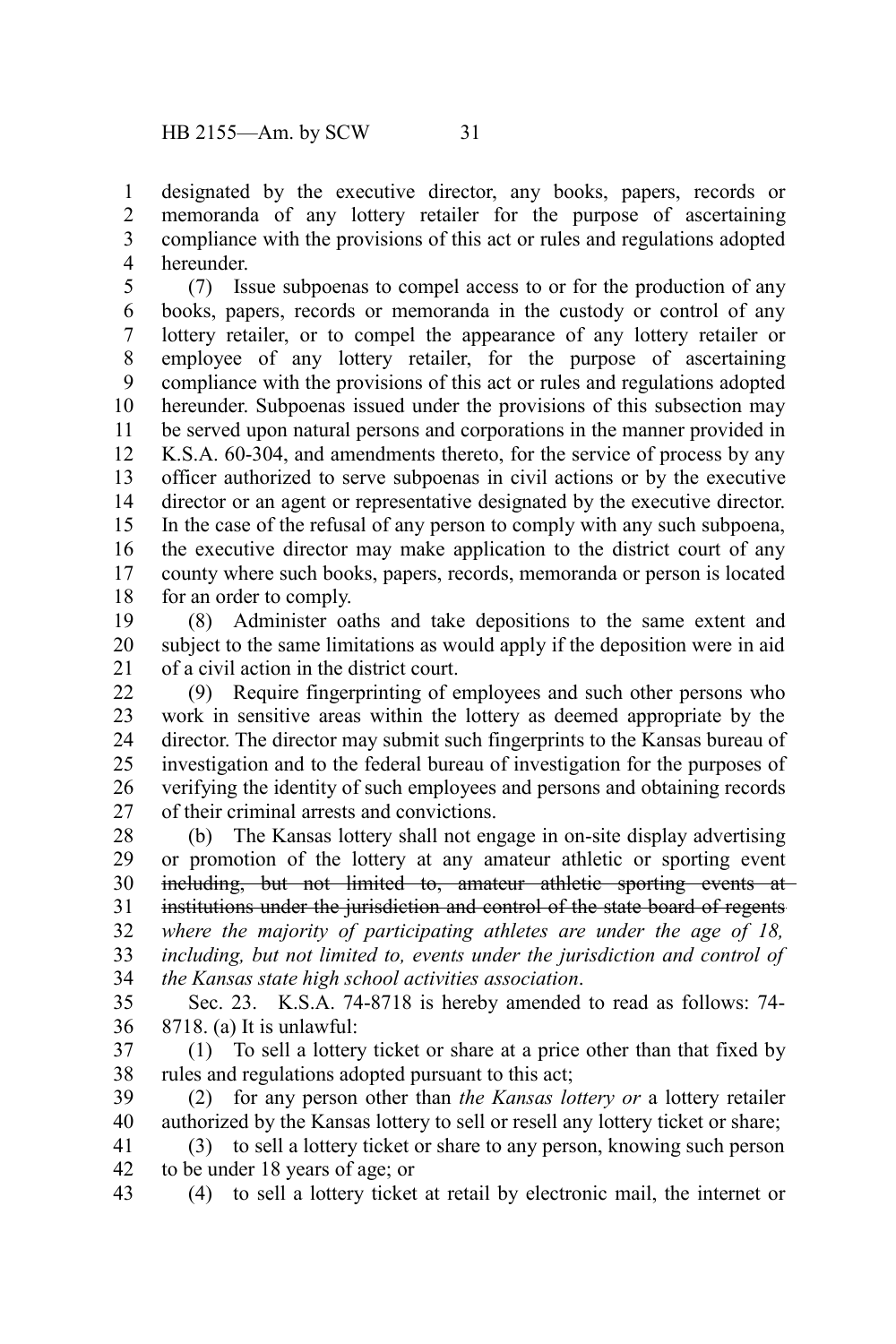designated by the executive director, any books, papers, records or memoranda of any lottery retailer for the purpose of ascertaining compliance with the provisions of this act or rules and regulations adopted hereunder.

(7) Issue subpoenas to compel access to or for the production of any books, papers, records or memoranda in the custody or control of any lottery retailer, or to compel the appearance of any lottery retailer or employee of any lottery retailer, for the purpose of ascertaining compliance with the provisions of this act or rules and regulations adopted hereunder. Subpoenas issued under the provisions of this subsection may be served upon natural persons and corporations in the manner provided in K.S.A. 60-304, and amendments thereto, for the service of process by any officer authorized to serve subpoenas in civil actions or by the executive director or an agent or representative designated by the executive director. In the case of the refusal of any person to comply with any such subpoena, the executive director may make application to the district court of any county where such books, papers, records, memoranda or person is located for an order to comply.

(8) Administer oaths and take depositions to the same extent and subject to the same limitations as would apply if the deposition were in aid of a civil action in the district court.

(9) Require fingerprinting of employees and such other persons who work in sensitive areas within the lottery as deemed appropriate by the director. The director may submit such fingerprints to the Kansas bureau of investigation and to the federal bureau of investigation for the purposes of verifying the identity of such employees and persons and obtaining records of their criminal arrests and convictions.

(b) The Kansas lottery shall not engage in on-site display advertising or promotion of the lottery at any amateur athletic or sporting event ~~including, but not limited to, amateur athletic sporting events at institutions under the jurisdiction and control of the state board of regents~~ *where the majority of participating athletes are under the age of 18, including, but not limited to, events under the jurisdiction and control of the Kansas state high school activities association*.

Sec. 23. K.S.A. 74-8718 is hereby amended to read as follows: 74-8718. (a) It is unlawful:

(1) To sell a lottery ticket or share at a price other than that fixed by rules and regulations adopted pursuant to this act;

(2) for any person other than *the Kansas lottery or* a lottery retailer authorized by the Kansas lottery to sell or resell any lottery ticket or share;

(3) to sell a lottery ticket or share to any person, knowing such person to be under 18 years of age; or

(4) to sell a lottery ticket at retail by electronic mail, the internet or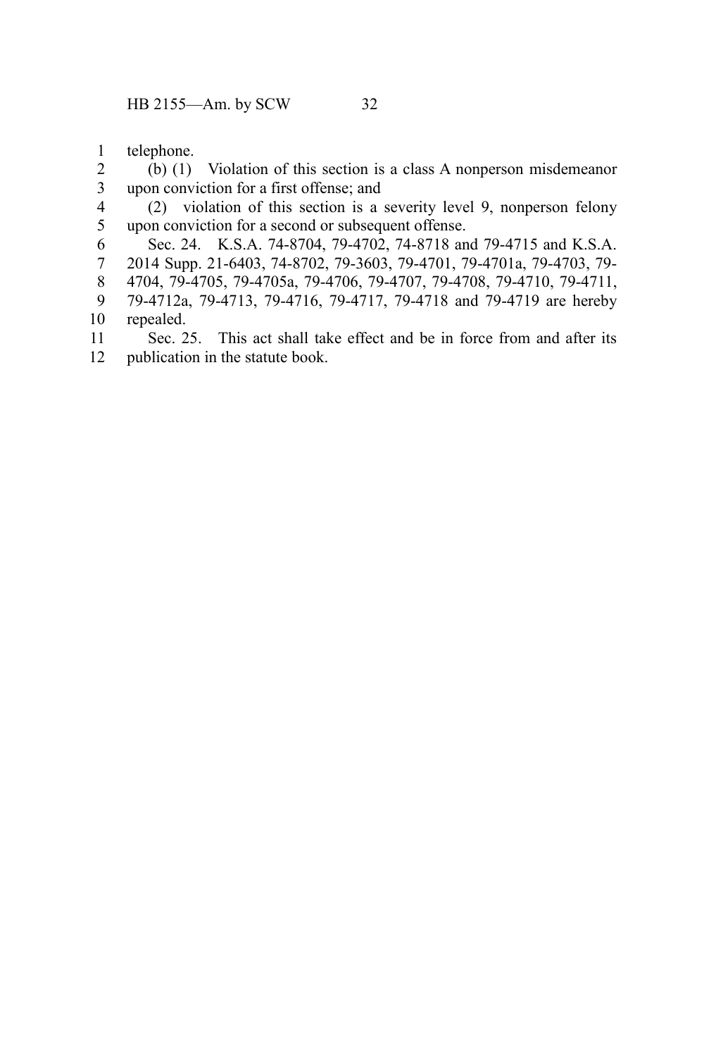telephone.

(b) (1) Violation of this section is a class A nonperson misdemeanor upon conviction for a first offense; and

(2) violation of this section is a severity level 9, nonperson felony upon conviction for a second or subsequent offense.

Sec. 24. K.S.A. 74-8704, 79-4702, 74-8718 and 79-4715 and K.S.A. 2014 Supp. 21-6403, 74-8702, 79-3603, 79-4701, 79-4701a, 79-4703, 79-4704, 79-4705, 79-4705a, 79-4706, 79-4707, 79-4708, 79-4710, 79-4711, 79-4712a, 79-4713, 79-4716, 79-4717, 79-4718 and 79-4719 are hereby repealed.

Sec. 25. This act shall take effect and be in force from and after its publication in the statute book.